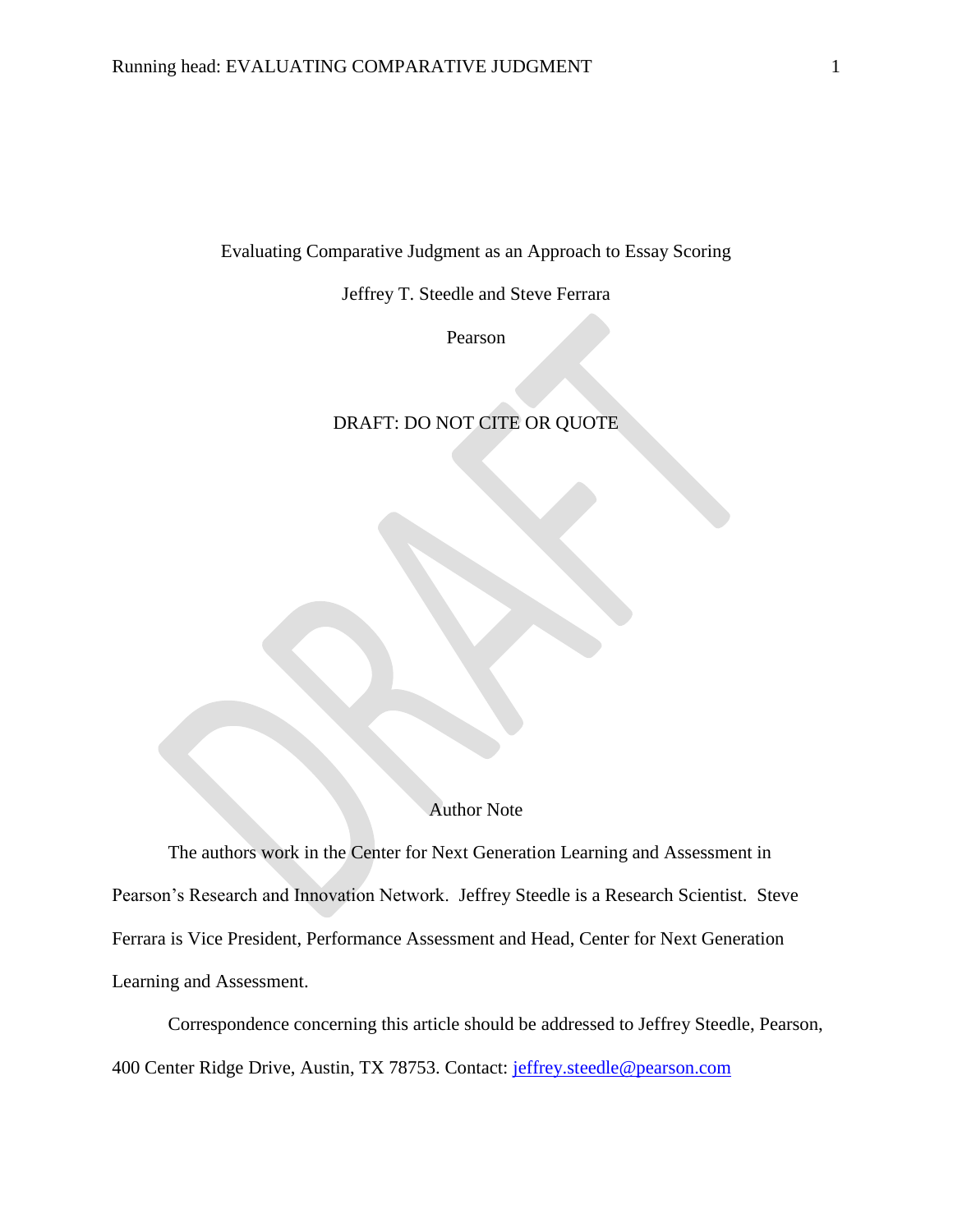# Evaluating Comparative Judgment as an Approach to Essay Scoring

Jeffrey T. Steedle and Steve Ferrara

Pearson

DRAFT: DO NOT CITE OR QUOTE

## Author Note

The authors work in the Center for Next Generation Learning and Assessment in Pearson's Research and Innovation Network. Jeffrey Steedle is a Research Scientist. Steve Ferrara is Vice President, Performance Assessment and Head, Center for Next Generation Learning and Assessment.

Correspondence concerning this article should be addressed to Jeffrey Steedle, Pearson, 400 Center Ridge Drive, Austin, TX 78753. Contact: jeffrey.steedle@pearson.com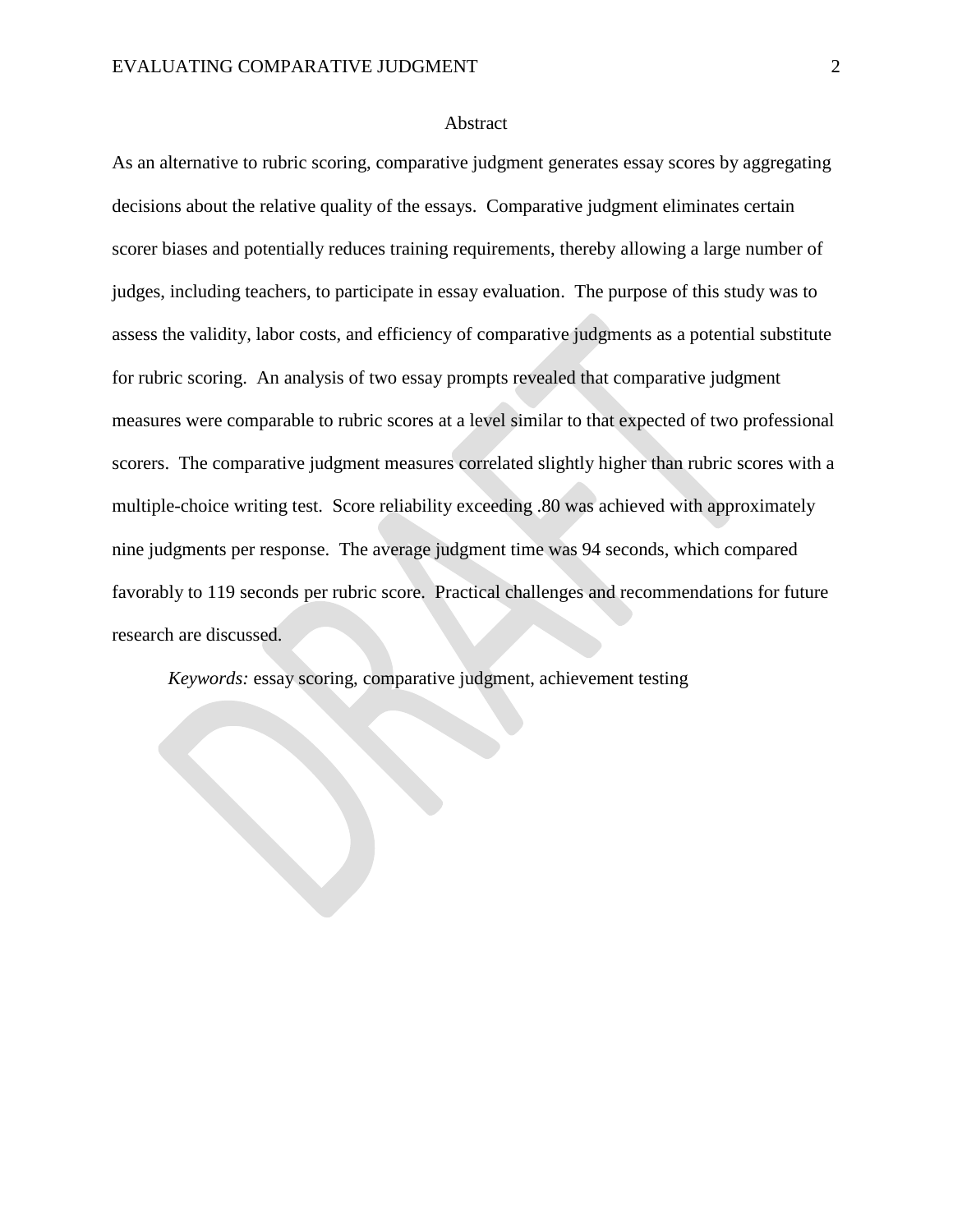# Abstract

As an alternative to rubric scoring, comparative judgment generates essay scores by aggregating decisions about the relative quality of the essays. Comparative judgment eliminates certain scorer biases and potentially reduces training requirements, thereby allowing a large number of judges, including teachers, to participate in essay evaluation. The purpose of this study was to assess the validity, labor costs, and efficiency of comparative judgments as a potential substitute for rubric scoring. An analysis of two essay prompts revealed that comparative judgment measures were comparable to rubric scores at a level similar to that expected of two professional scorers. The comparative judgment measures correlated slightly higher than rubric scores with a multiple-choice writing test. Score reliability exceeding .80 was achieved with approximately nine judgments per response. The average judgment time was 94 seconds, which compared favorably to 119 seconds per rubric score. Practical challenges and recommendations for future research are discussed.

*Keywords:* essay scoring, comparative judgment, achievement testing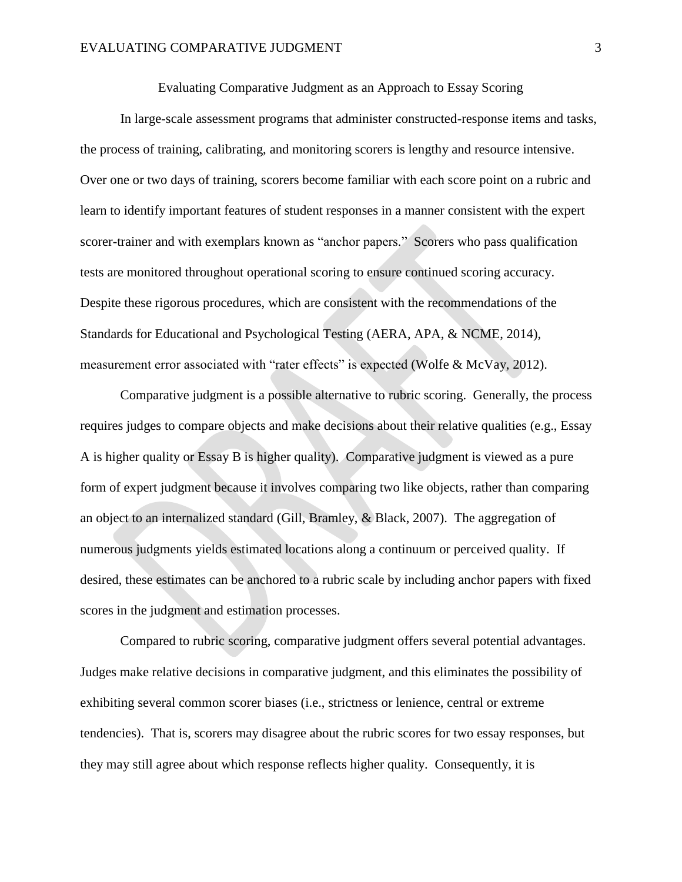# Evaluating Comparative Judgment as an Approach to Essay Scoring

In large-scale assessment programs that administer constructed-response items and tasks, the process of training, calibrating, and monitoring scorers is lengthy and resource intensive. Over one or two days of training, scorers become familiar with each score point on a rubric and learn to identify important features of student responses in a manner consistent with the expert scorer-trainer and with exemplars known as "anchor papers." Scorers who pass qualification tests are monitored throughout operational scoring to ensure continued scoring accuracy. Despite these rigorous procedures, which are consistent with the recommendations of the Standards for Educational and Psychological Testing (AERA, APA, & NCME, 2014), measurement error associated with "rater effects" is expected (Wolfe & McVay, 2012).

Comparative judgment is a possible alternative to rubric scoring. Generally, the process requires judges to compare objects and make decisions about their relative qualities (e.g., Essay A is higher quality or Essay B is higher quality). Comparative judgment is viewed as a pure form of expert judgment because it involves comparing two like objects, rather than comparing an object to an internalized standard (Gill, Bramley, & Black, 2007). The aggregation of numerous judgments yields estimated locations along a continuum or perceived quality. If desired, these estimates can be anchored to a rubric scale by including anchor papers with fixed scores in the judgment and estimation processes.

Compared to rubric scoring, comparative judgment offers several potential advantages. Judges make relative decisions in comparative judgment, and this eliminates the possibility of exhibiting several common scorer biases (i.e., strictness or lenience, central or extreme tendencies). That is, scorers may disagree about the rubric scores for two essay responses, but they may still agree about which response reflects higher quality. Consequently, it is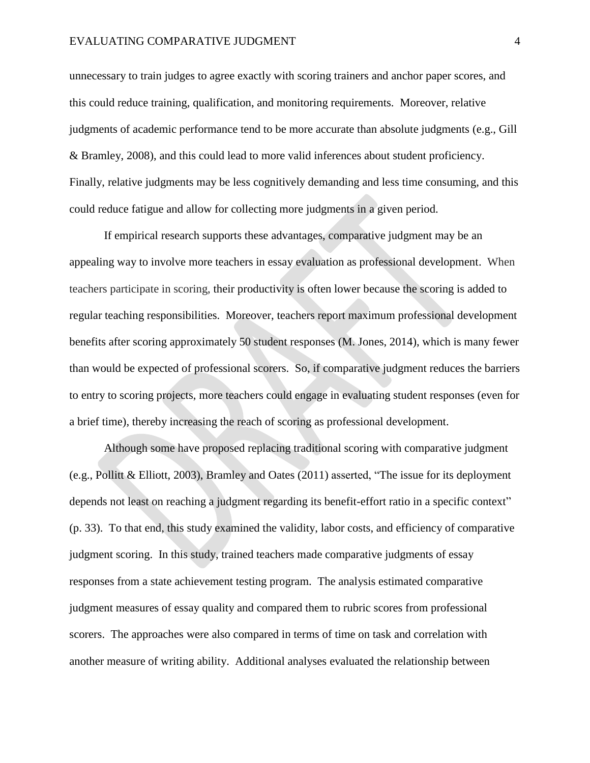unnecessary to train judges to agree exactly with scoring trainers and anchor paper scores, and this could reduce training, qualification, and monitoring requirements. Moreover, relative judgments of academic performance tend to be more accurate than absolute judgments (e.g., Gill & Bramley, 2008), and this could lead to more valid inferences about student proficiency. Finally, relative judgments may be less cognitively demanding and less time consuming, and this could reduce fatigue and allow for collecting more judgments in a given period.

If empirical research supports these advantages, comparative judgment may be an appealing way to involve more teachers in essay evaluation as professional development. When teachers participate in scoring, their productivity is often lower because the scoring is added to regular teaching responsibilities. Moreover, teachers report maximum professional development benefits after scoring approximately 50 student responses (M. Jones, 2014), which is many fewer than would be expected of professional scorers. So, if comparative judgment reduces the barriers to entry to scoring projects, more teachers could engage in evaluating student responses (even for a brief time), thereby increasing the reach of scoring as professional development.

Although some have proposed replacing traditional scoring with comparative judgment (e.g., Pollitt & Elliott, 2003), Bramley and Oates (2011) asserted, “The issue for its deployment depends not least on reaching a judgment regarding its benefit-effort ratio in a specific context” (p. 33). To that end, this study examined the validity, labor costs, and efficiency of comparative judgment scoring. In this study, trained teachers made comparative judgments of essay responses from a state achievement testing program. The analysis estimated comparative judgment measures of essay quality and compared them to rubric scores from professional scorers. The approaches were also compared in terms of time on task and correlation with another measure of writing ability. Additional analyses evaluated the relationship between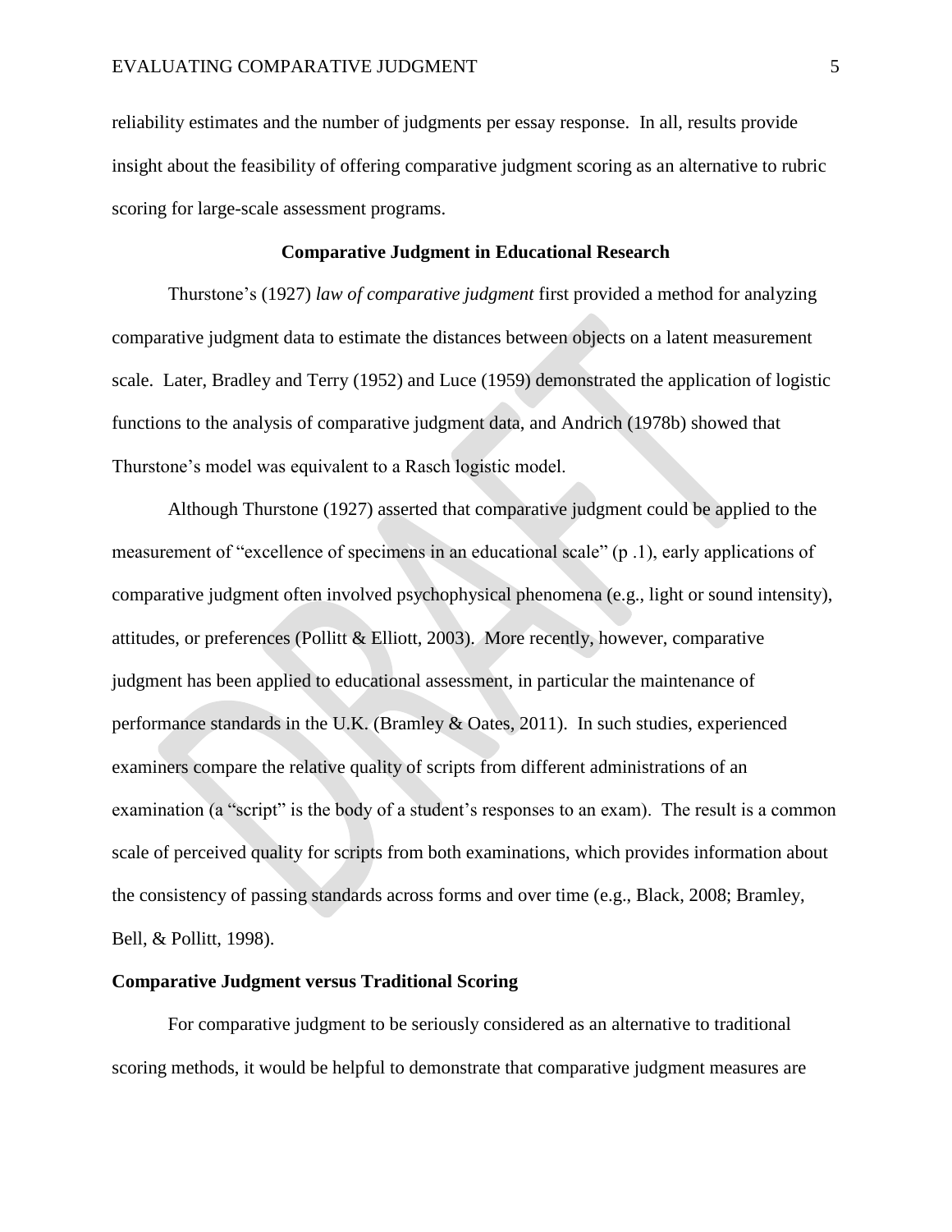reliability estimates and the number of judgments per essay response. In all, results provide insight about the feasibility of offering comparative judgment scoring as an alternative to rubric scoring for large-scale assessment programs.

## Comparative Judgment in Educational Research

Thurstone's (1927) *law of comparative judgment* first provided a method for analyzing comparative judgment data to estimate the distances between objects on a latent measurement scale. Later, Bradley and Terry (1952) and Luce (1959) demonstrated the application of logistic functions to the analysis of comparative judgment data, and Andrich (1978b) showed that Thurstone's model was equivalent to a Rasch logistic model.

Although Thurstone (1927) asserted that comparative judgment could be applied to the measurement of "excellence of specimens in an educational scale" (p .1), early applications of comparative judgment often involved psychophysical phenomena (e.g., light or sound intensity), attitudes, or preferences (Pollitt & Elliott, 2003). More recently, however, comparative judgment has been applied to educational assessment, in particular the maintenance of performance standards in the U.K. (Bramley & Oates, 2011). In such studies, experienced examiners compare the relative quality of scripts from different administrations of an examination (a "script" is the body of a student's responses to an exam). The result is a common scale of perceived quality for scripts from both examinations, which provides information about the consistency of passing standards across forms and over time (e.g., Black, 2008; Bramley, Bell, & Pollitt, 1998).

### Comparative Judgment versus Traditional Scoring

For comparative judgment to be seriously considered as an alternative to traditional scoring methods, it would be helpful to demonstrate that comparative judgment measures are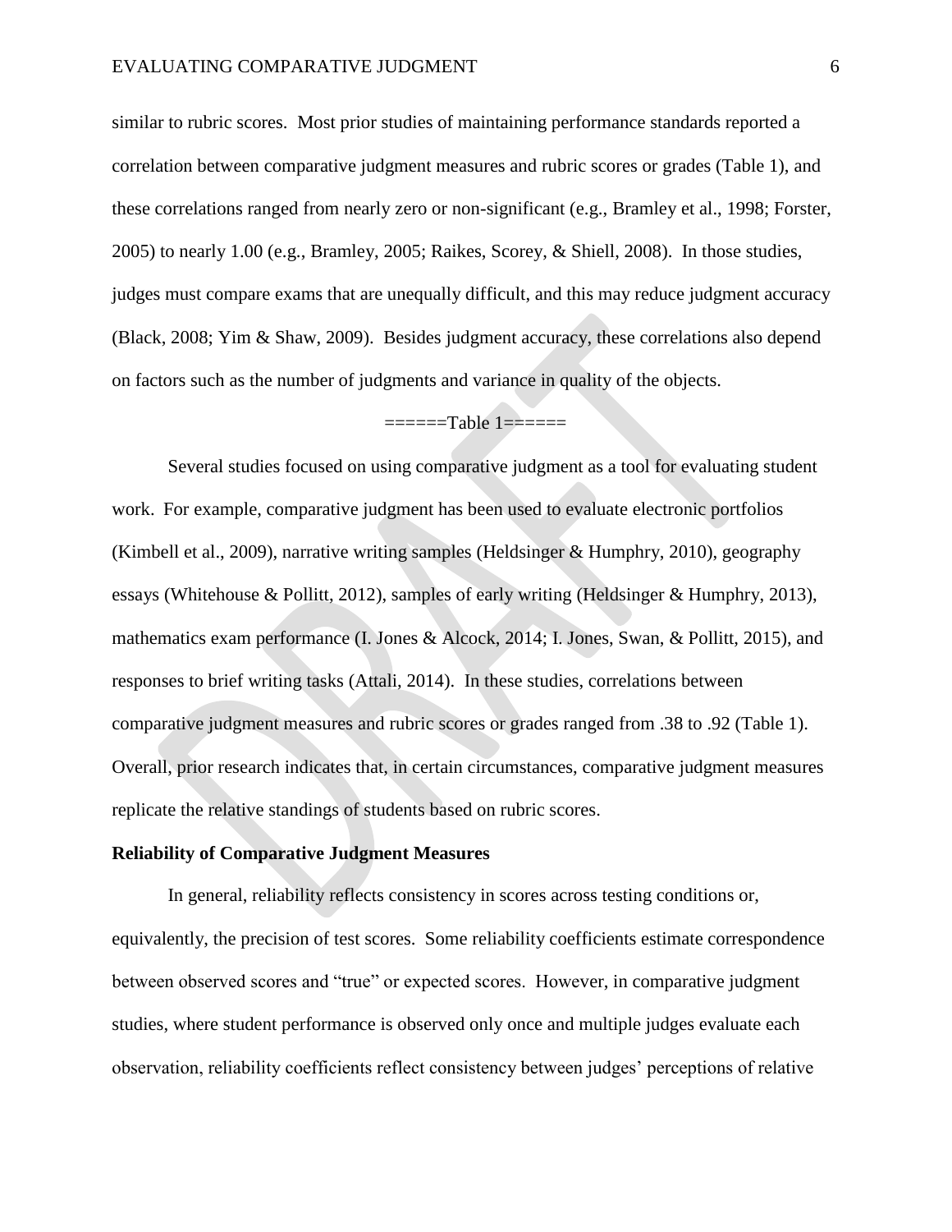similar to rubric scores. Most prior studies of maintaining performance standards reported a correlation between comparative judgment measures and rubric scores or grades (Table 1), and these correlations ranged from nearly zero or non-significant (e.g., Bramley et al., 1998; Forster, 2005) to nearly 1.00 (e.g., Bramley, 2005; Raikes, Scorey, & Shiell, 2008). In those studies, judges must compare exams that are unequally difficult, and this may reduce judgment accuracy (Black, 2008; Yim & Shaw, 2009). Besides judgment accuracy, these correlations also depend on factors such as the number of judgments and variance in quality of the objects.

======Table 1======

Several studies focused on using comparative judgment as a tool for evaluating student work. For example, comparative judgment has been used to evaluate electronic portfolios (Kimbell et al., 2009), narrative writing samples (Heldsinger & Humphry, 2010), geography essays (Whitehouse & Pollitt, 2012), samples of early writing (Heldsinger & Humphry, 2013), mathematics exam performance (I. Jones & Alcock, 2014; I. Jones, Swan, & Pollitt, 2015), and responses to brief writing tasks (Attali, 2014). In these studies, correlations between comparative judgment measures and rubric scores or grades ranged from .38 to .92 (Table 1). Overall, prior research indicates that, in certain circumstances, comparative judgment measures replicate the relative standings of students based on rubric scores.

**Reliability of Comparative Judgment Measures**

In general, reliability reflects consistency in scores across testing conditions or, equivalently, the precision of test scores. Some reliability coefficients estimate correspondence between observed scores and "true" or expected scores. However, in comparative judgment studies, where student performance is observed only once and multiple judges evaluate each observation, reliability coefficients reflect consistency between judges' perceptions of relative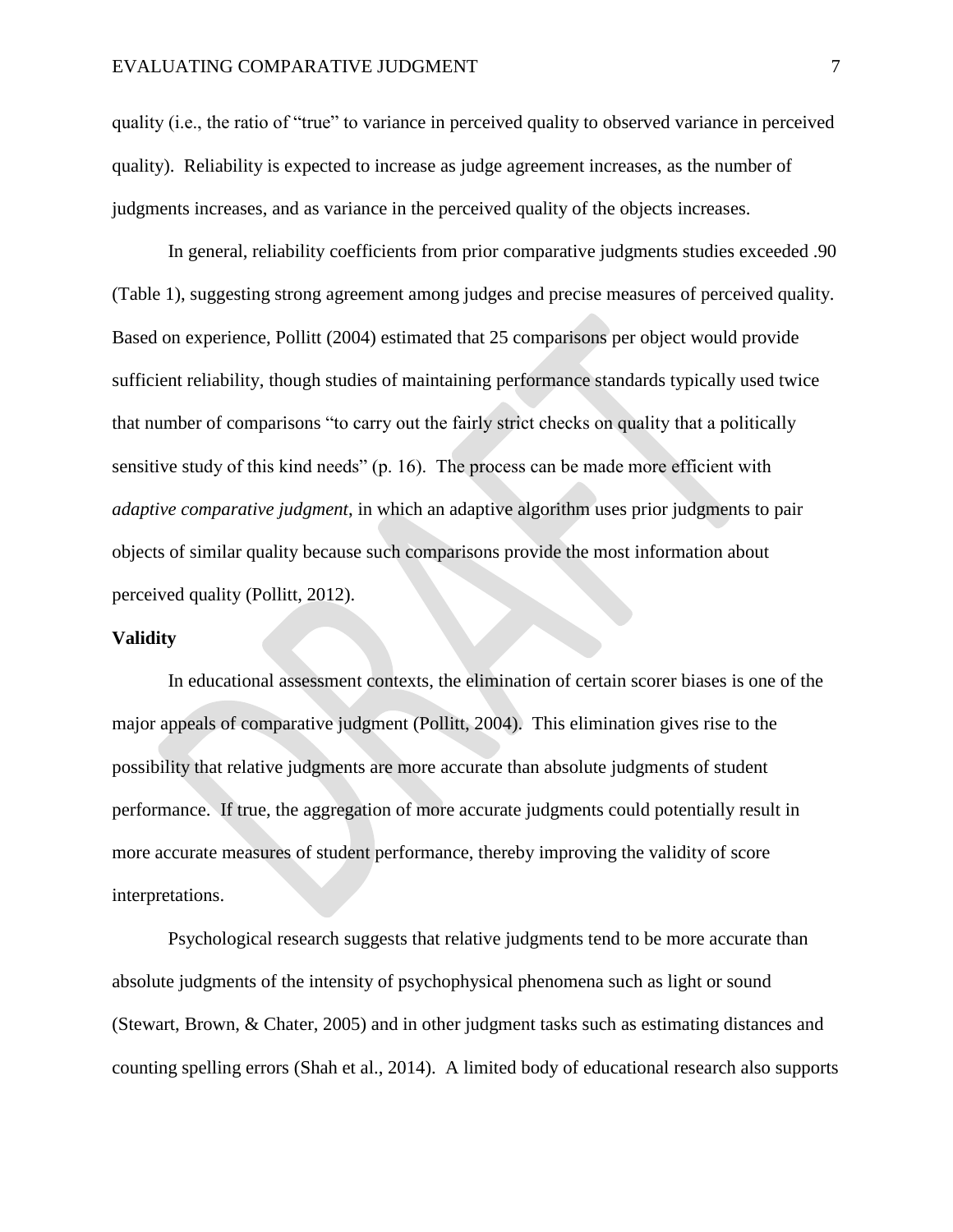quality (i.e., the ratio of "true" to variance in perceived quality to observed variance in perceived quality). Reliability is expected to increase as judge agreement increases, as the number of judgments increases, and as variance in the perceived quality of the objects increases.

In general, reliability coefficients from prior comparative judgments studies exceeded .90 (Table 1), suggesting strong agreement among judges and precise measures of perceived quality. Based on experience, Pollitt (2004) estimated that 25 comparisons per object would provide sufficient reliability, though studies of maintaining performance standards typically used twice that number of comparisons "to carry out the fairly strict checks on quality that a politically sensitive study of this kind needs" (p. 16). The process can be made more efficient with *adaptive comparative judgment*, in which an adaptive algorithm uses prior judgments to pair objects of similar quality because such comparisons provide the most information about perceived quality (Pollitt, 2012).

## Validity

In educational assessment contexts, the elimination of certain scorer biases is one of the major appeals of comparative judgment (Pollitt, 2004). This elimination gives rise to the possibility that relative judgments are more accurate than absolute judgments of student performance. If true, the aggregation of more accurate judgments could potentially result in more accurate measures of student performance, thereby improving the validity of score interpretations.

Psychological research suggests that relative judgments tend to be more accurate than absolute judgments of the intensity of psychophysical phenomena such as light or sound (Stewart, Brown, & Chater, 2005) and in other judgment tasks such as estimating distances and counting spelling errors (Shah et al., 2014). A limited body of educational research also supports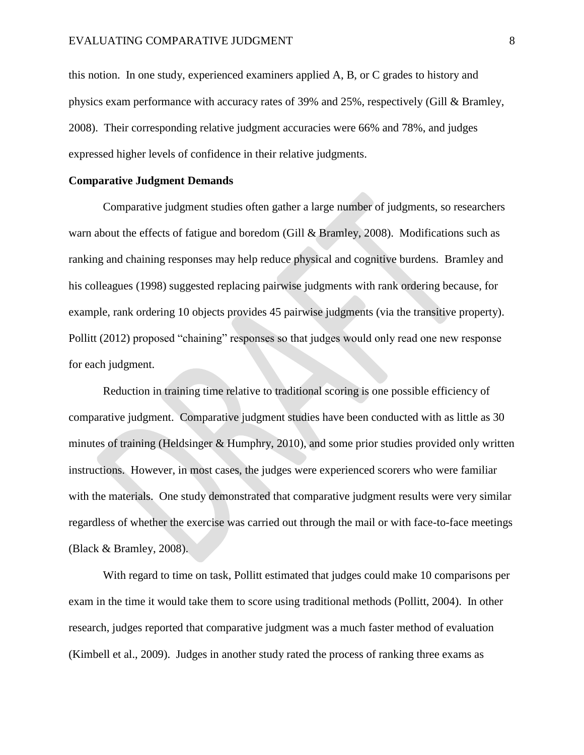this notion. In one study, experienced examiners applied A, B, or C grades to history and physics exam performance with accuracy rates of 39% and 25%, respectively (Gill & Bramley, 2008). Their corresponding relative judgment accuracies were 66% and 78%, and judges expressed higher levels of confidence in their relative judgments.

**Comparative Judgment Demands**

Comparative judgment studies often gather a large number of judgments, so researchers warn about the effects of fatigue and boredom (Gill & Bramley, 2008). Modifications such as ranking and chaining responses may help reduce physical and cognitive burdens. Bramley and his colleagues (1998) suggested replacing pairwise judgments with rank ordering because, for example, rank ordering 10 objects provides 45 pairwise judgments (via the transitive property). Pollitt (2012) proposed "chaining" responses so that judges would only read one new response for each judgment.

Reduction in training time relative to traditional scoring is one possible efficiency of comparative judgment. Comparative judgment studies have been conducted with as little as 30 minutes of training (Heldsinger & Humphry, 2010), and some prior studies provided only written instructions. However, in most cases, the judges were experienced scorers who were familiar with the materials. One study demonstrated that comparative judgment results were very similar regardless of whether the exercise was carried out through the mail or with face-to-face meetings (Black & Bramley, 2008).

With regard to time on task, Pollitt estimated that judges could make 10 comparisons per exam in the time it would take them to score using traditional methods (Pollitt, 2004). In other research, judges reported that comparative judgment was a much faster method of evaluation (Kimbell et al., 2009). Judges in another study rated the process of ranking three exams as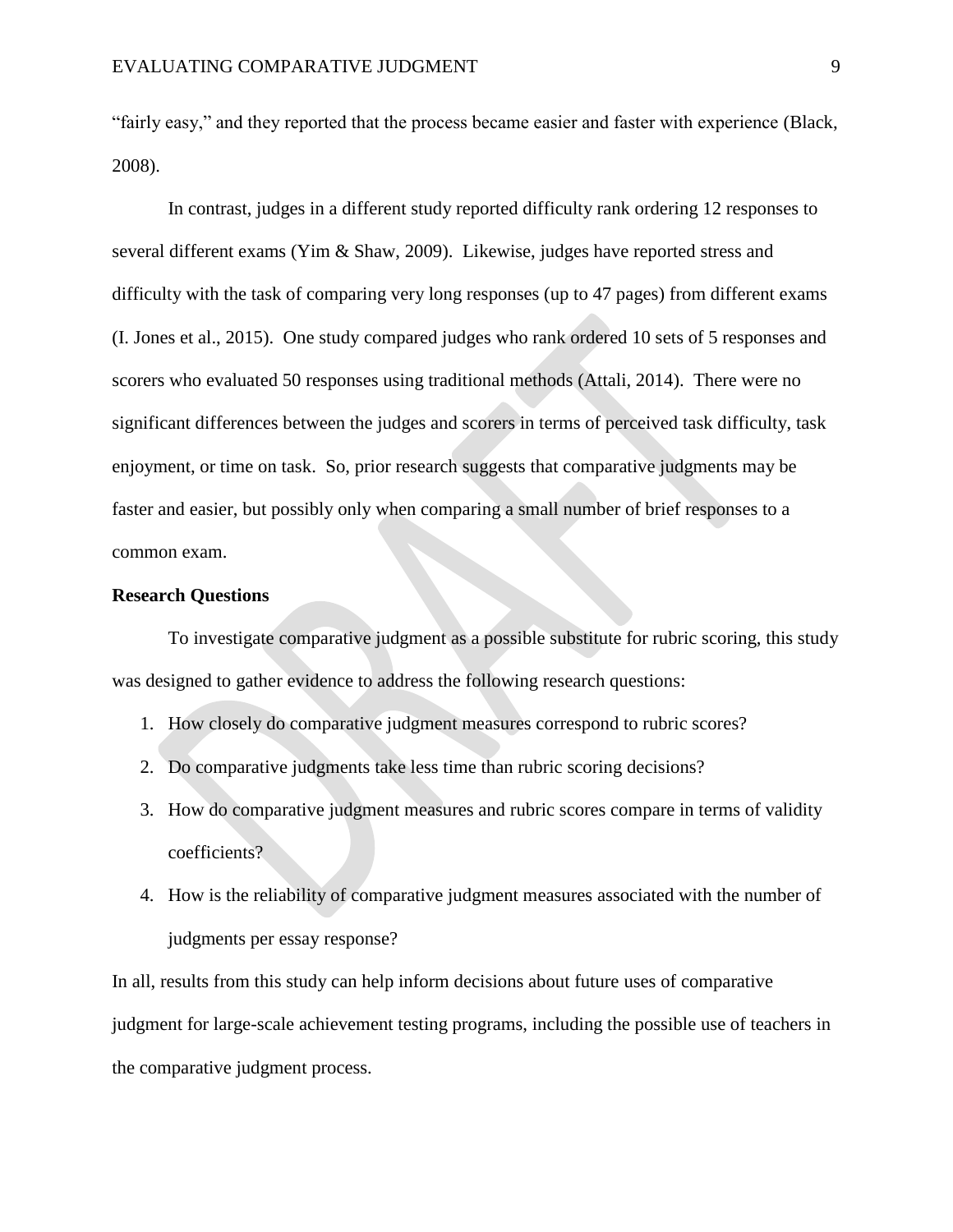"fairly easy," and they reported that the process became easier and faster with experience (Black, 2008).

In contrast, judges in a different study reported difficulty rank ordering 12 responses to several different exams (Yim & Shaw, 2009). Likewise, judges have reported stress and difficulty with the task of comparing very long responses (up to 47 pages) from different exams (I. Jones et al., 2015). One study compared judges who rank ordered 10 sets of 5 responses and scorers who evaluated 50 responses using traditional methods (Attali, 2014). There were no significant differences between the judges and scorers in terms of perceived task difficulty, task enjoyment, or time on task. So, prior research suggests that comparative judgments may be faster and easier, but possibly only when comparing a small number of brief responses to a common exam.

**Research Questions**

To investigate comparative judgment as a possible substitute for rubric scoring, this study was designed to gather evidence to address the following research questions:

1. How closely do comparative judgment measures correspond to rubric scores?
2. Do comparative judgments take less time than rubric scoring decisions?
3. How do comparative judgment measures and rubric scores compare in terms of validity coefficients?
4. How is the reliability of comparative judgment measures associated with the number of judgments per essay response?

In all, results from this study can help inform decisions about future uses of comparative judgment for large-scale achievement testing programs, including the possible use of teachers in the comparative judgment process.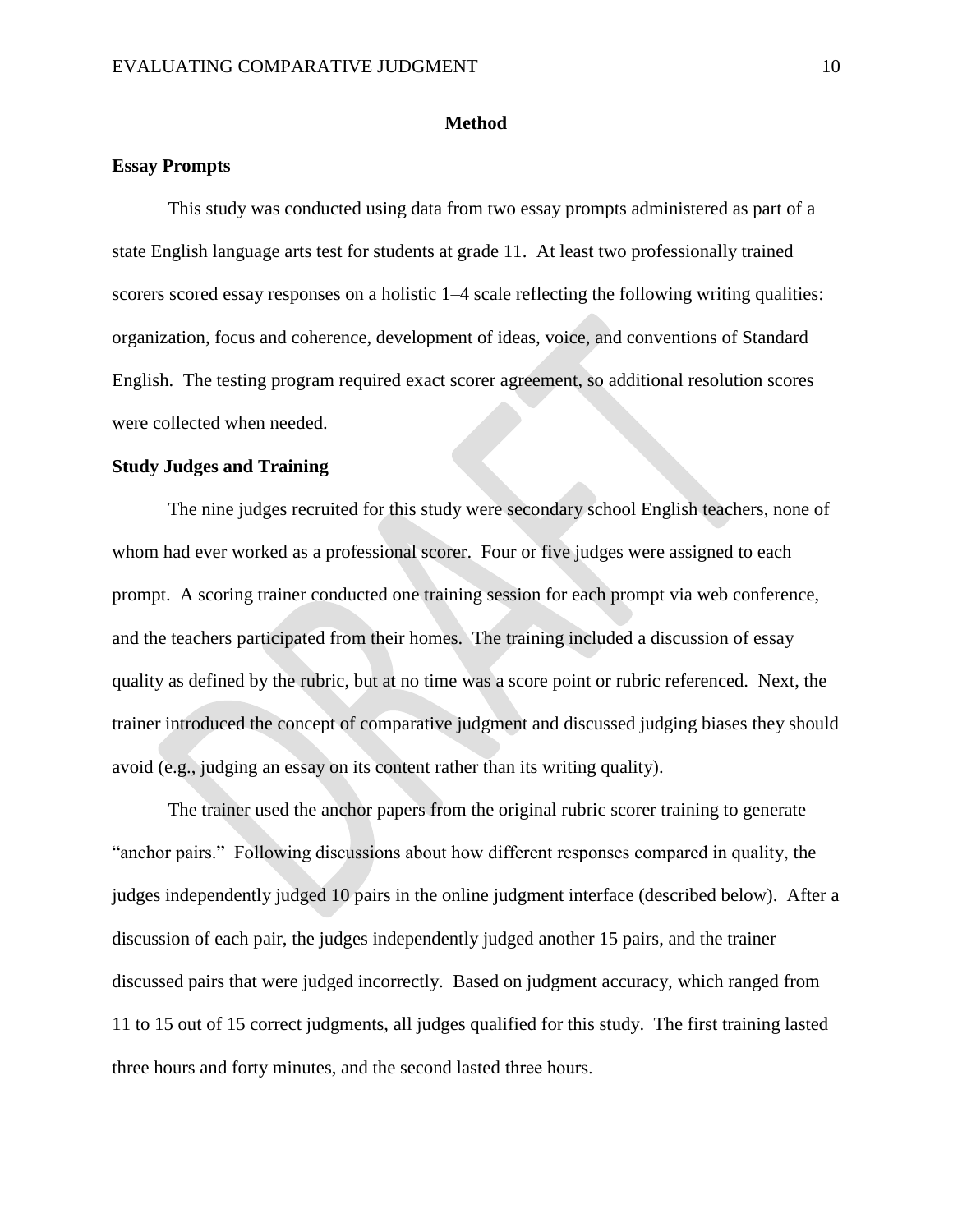## Method

### Essay Prompts

This study was conducted using data from two essay prompts administered as part of a state English language arts test for students at grade 11. At least two professionally trained scorers scored essay responses on a holistic 1–4 scale reflecting the following writing qualities: organization, focus and coherence, development of ideas, voice, and conventions of Standard English. The testing program required exact scorer agreement, so additional resolution scores were collected when needed.

### Study Judges and Training

The nine judges recruited for this study were secondary school English teachers, none of whom had ever worked as a professional scorer. Four or five judges were assigned to each prompt. A scoring trainer conducted one training session for each prompt via web conference, and the teachers participated from their homes. The training included a discussion of essay quality as defined by the rubric, but at no time was a score point or rubric referenced. Next, the trainer introduced the concept of comparative judgment and discussed judging biases they should avoid (e.g., judging an essay on its content rather than its writing quality).

The trainer used the anchor papers from the original rubric scorer training to generate "anchor pairs." Following discussions about how different responses compared in quality, the judges independently judged 10 pairs in the online judgment interface (described below). After a discussion of each pair, the judges independently judged another 15 pairs, and the trainer discussed pairs that were judged incorrectly. Based on judgment accuracy, which ranged from 11 to 15 out of 15 correct judgments, all judges qualified for this study. The first training lasted three hours and forty minutes, and the second lasted three hours.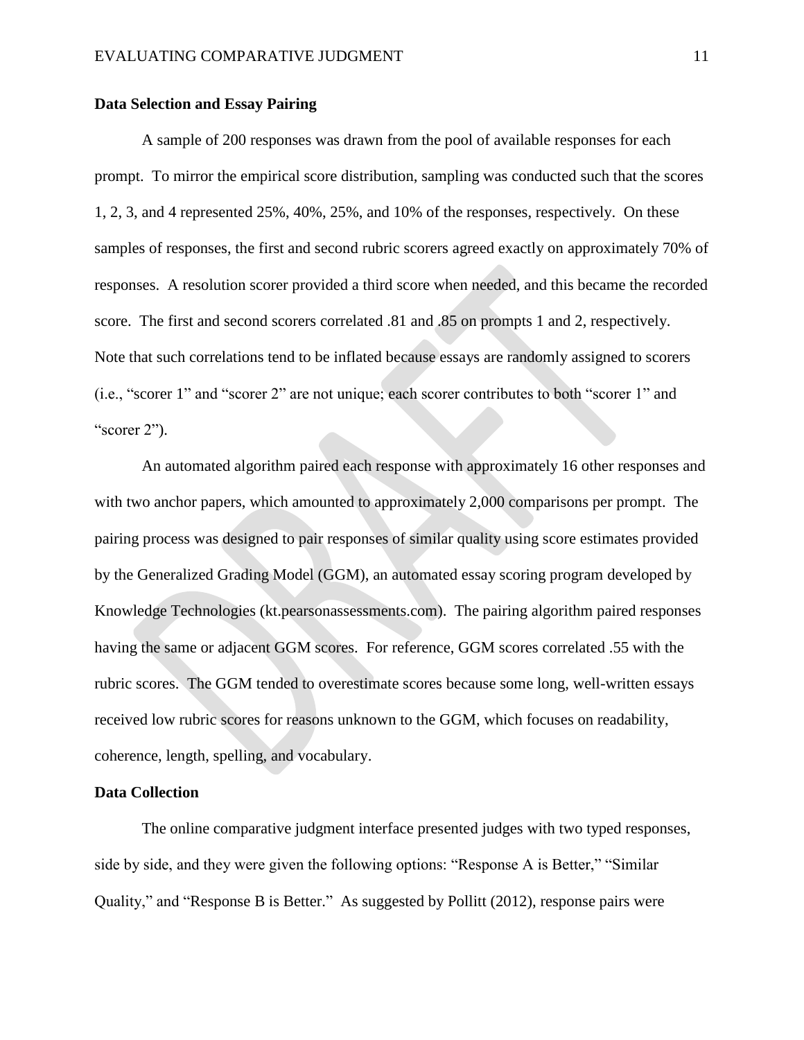### Data Selection and Essay Pairing

A sample of 200 responses was drawn from the pool of available responses for each prompt. To mirror the empirical score distribution, sampling was conducted such that the scores 1, 2, 3, and 4 represented 25%, 40%, 25%, and 10% of the responses, respectively. On these samples of responses, the first and second rubric scorers agreed exactly on approximately 70% of responses. A resolution scorer provided a third score when needed, and this became the recorded score. The first and second scorers correlated .81 and .85 on prompts 1 and 2, respectively. Note that such correlations tend to be inflated because essays are randomly assigned to scorers (i.e., "scorer 1" and "scorer 2" are not unique; each scorer contributes to both "scorer 1" and "scorer 2").

An automated algorithm paired each response with approximately 16 other responses and with two anchor papers, which amounted to approximately 2,000 comparisons per prompt. The pairing process was designed to pair responses of similar quality using score estimates provided by the Generalized Grading Model (GGM), an automated essay scoring program developed by Knowledge Technologies (kt.pearsonassessments.com). The pairing algorithm paired responses having the same or adjacent GGM scores. For reference, GGM scores correlated .55 with the rubric scores. The GGM tended to overestimate scores because some long, well-written essays received low rubric scores for reasons unknown to the GGM, which focuses on readability, coherence, length, spelling, and vocabulary.

### Data Collection

The online comparative judgment interface presented judges with two typed responses, side by side, and they were given the following options: "Response A is Better," "Similar Quality," and "Response B is Better." As suggested by Pollitt (2012), response pairs were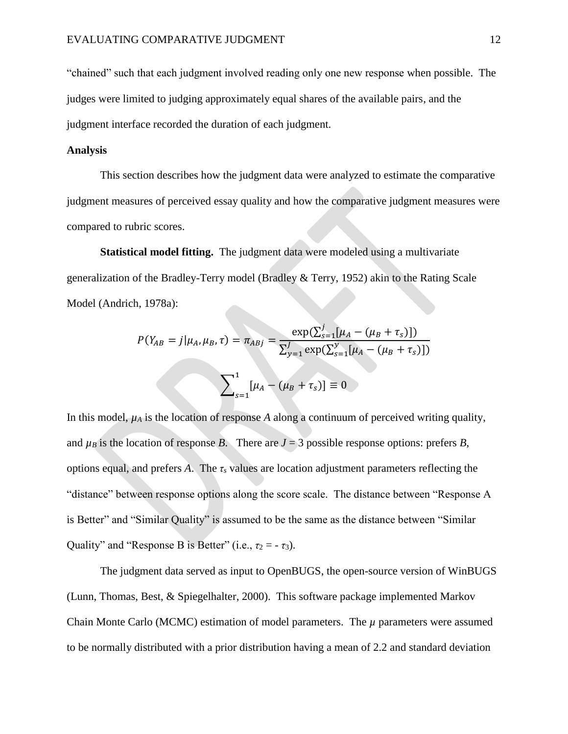"chained" such that each judgment involved reading only one new response when possible. The judges were limited to judging approximately equal shares of the available pairs, and the judgment interface recorded the duration of each judgment.

**Analysis**

This section describes how the judgment data were analyzed to estimate the comparative judgment measures of perceived essay quality and how the comparative judgment measures were compared to rubric scores.

**Statistical model fitting.** The judgment data were modeled using a multivariate generalization of the Bradley-Terry model (Bradley & Terry, 1952) akin to the Rating Scale Model (Andrich, 1978a):

$$P(Y_{AB} = j | \mu_A, \mu_B, \tau) = \pi_{ABj} = \frac{\exp(\sum_{s=1}^{j}[\mu_A - (\mu_B + \tau_s)])}{\sum_{y=1}^{J}\exp(\sum_{s=1}^{y}[\mu_A - (\mu_B + \tau_s)])}$$

$$\sum_{s=1}^{1}[\mu_A - (\mu_B + \tau_s)] \equiv 0$$

In this model, $\mu_A$ is the location of response *A* along a continuum of perceived writing quality, and $\mu_B$ is the location of response *B*. There are $J = 3$ possible response options: prefers *B*, options equal, and prefers *A*. The $\tau_s$ values are location adjustment parameters reflecting the "distance" between response options along the score scale. The distance between "Response A is Better" and "Similar Quality" is assumed to be the same as the distance between "Similar Quality" and "Response B is Better" (i.e., $\tau_2 = -\tau_3$).

The judgment data served as input to OpenBUGS, the open-source version of WinBUGS (Lunn, Thomas, Best, & Spiegelhalter, 2000). This software package implemented Markov Chain Monte Carlo (MCMC) estimation of model parameters. The $\mu$ parameters were assumed to be normally distributed with a prior distribution having a mean of 2.2 and standard deviation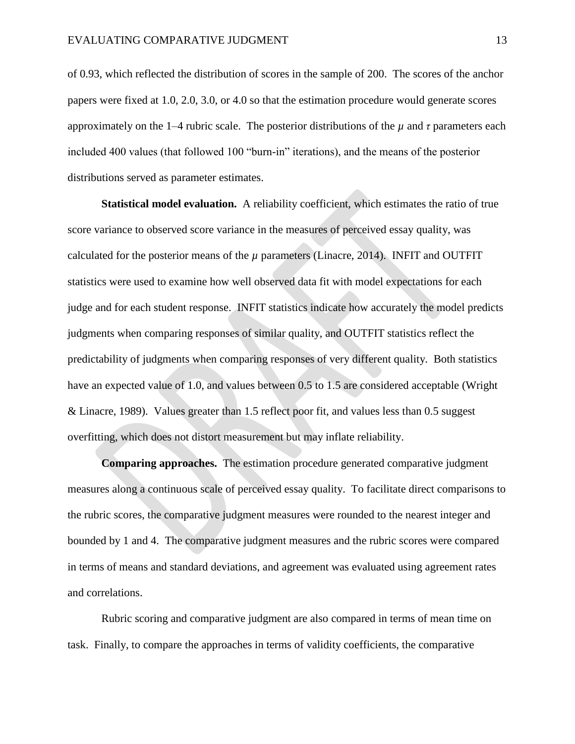of 0.93, which reflected the distribution of scores in the sample of 200. The scores of the anchor papers were fixed at 1.0, 2.0, 3.0, or 4.0 so that the estimation procedure would generate scores approximately on the 1–4 rubric scale. The posterior distributions of the $\mu$ and $\tau$ parameters each included 400 values (that followed 100 "burn-in" iterations), and the means of the posterior distributions served as parameter estimates.

**Statistical model evaluation.** A reliability coefficient, which estimates the ratio of true score variance to observed score variance in the measures of perceived essay quality, was calculated for the posterior means of the $\mu$ parameters (Linacre, 2014). INFIT and OUTFIT statistics were used to examine how well observed data fit with model expectations for each judge and for each student response. INFIT statistics indicate how accurately the model predicts judgments when comparing responses of similar quality, and OUTFIT statistics reflect the predictability of judgments when comparing responses of very different quality. Both statistics have an expected value of 1.0, and values between 0.5 to 1.5 are considered acceptable (Wright & Linacre, 1989). Values greater than 1.5 reflect poor fit, and values less than 0.5 suggest overfitting, which does not distort measurement but may inflate reliability.

**Comparing approaches.** The estimation procedure generated comparative judgment measures along a continuous scale of perceived essay quality. To facilitate direct comparisons to the rubric scores, the comparative judgment measures were rounded to the nearest integer and bounded by 1 and 4. The comparative judgment measures and the rubric scores were compared in terms of means and standard deviations, and agreement was evaluated using agreement rates and correlations.

Rubric scoring and comparative judgment are also compared in terms of mean time on task. Finally, to compare the approaches in terms of validity coefficients, the comparative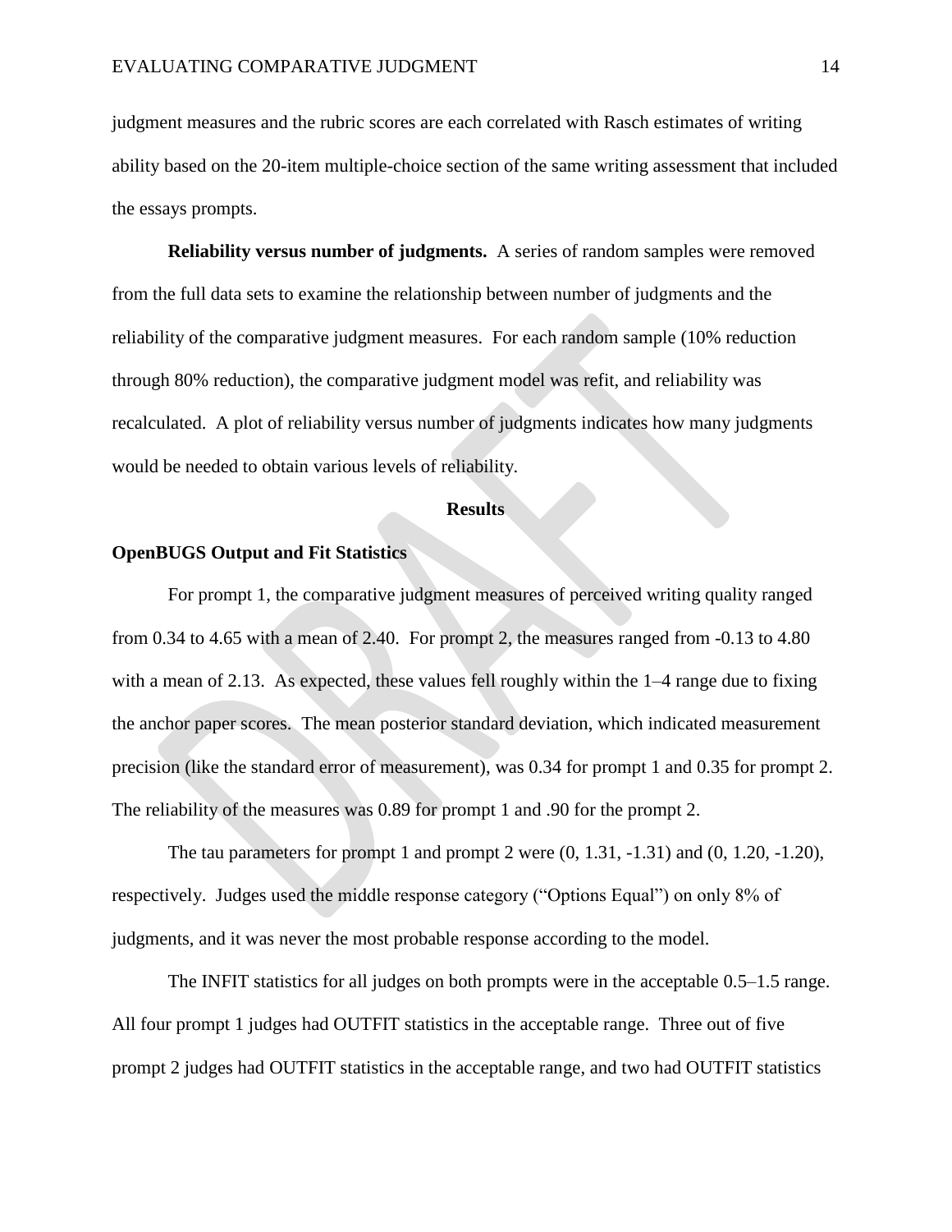judgment measures and the rubric scores are each correlated with Rasch estimates of writing ability based on the 20-item multiple-choice section of the same writing assessment that included the essays prompts.

**Reliability versus number of judgments.** A series of random samples were removed from the full data sets to examine the relationship between number of judgments and the reliability of the comparative judgment measures. For each random sample (10% reduction through 80% reduction), the comparative judgment model was refit, and reliability was recalculated. A plot of reliability versus number of judgments indicates how many judgments would be needed to obtain various levels of reliability.

## Results

### OpenBUGS Output and Fit Statistics

For prompt 1, the comparative judgment measures of perceived writing quality ranged from 0.34 to 4.65 with a mean of 2.40. For prompt 2, the measures ranged from -0.13 to 4.80 with a mean of 2.13. As expected, these values fell roughly within the 1–4 range due to fixing the anchor paper scores. The mean posterior standard deviation, which indicated measurement precision (like the standard error of measurement), was 0.34 for prompt 1 and 0.35 for prompt 2. The reliability of the measures was 0.89 for prompt 1 and .90 for the prompt 2.

The tau parameters for prompt 1 and prompt 2 were (0, 1.31, -1.31) and (0, 1.20, -1.20), respectively. Judges used the middle response category ("Options Equal") on only 8% of judgments, and it was never the most probable response according to the model.

The INFIT statistics for all judges on both prompts were in the acceptable 0.5–1.5 range. All four prompt 1 judges had OUTFIT statistics in the acceptable range. Three out of five prompt 2 judges had OUTFIT statistics in the acceptable range, and two had OUTFIT statistics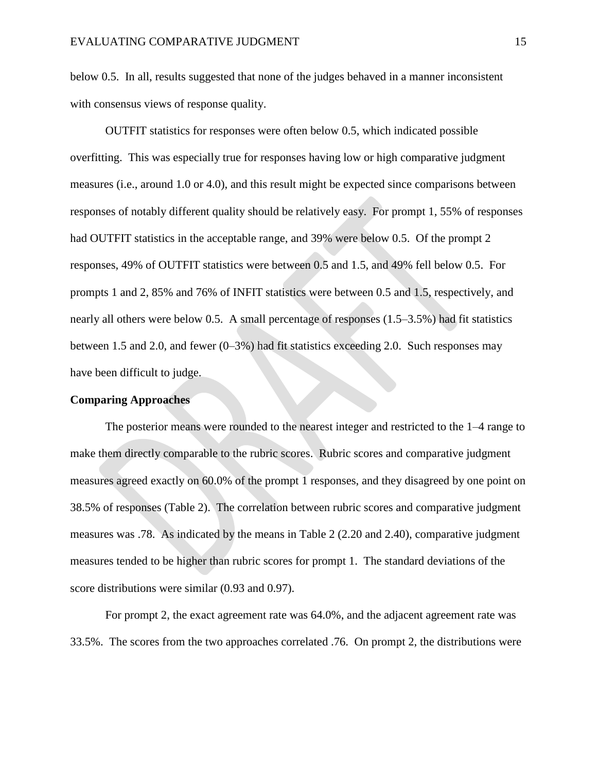below 0.5. In all, results suggested that none of the judges behaved in a manner inconsistent with consensus views of response quality.

OUTFIT statistics for responses were often below 0.5, which indicated possible overfitting. This was especially true for responses having low or high comparative judgment measures (i.e., around 1.0 or 4.0), and this result might be expected since comparisons between responses of notably different quality should be relatively easy. For prompt 1, 55% of responses had OUTFIT statistics in the acceptable range, and 39% were below 0.5. Of the prompt 2 responses, 49% of OUTFIT statistics were between 0.5 and 1.5, and 49% fell below 0.5. For prompts 1 and 2, 85% and 76% of INFIT statistics were between 0.5 and 1.5, respectively, and nearly all others were below 0.5. A small percentage of responses (1.5–3.5%) had fit statistics between 1.5 and 2.0, and fewer (0–3%) had fit statistics exceeding 2.0. Such responses may have been difficult to judge.

**Comparing Approaches**

The posterior means were rounded to the nearest integer and restricted to the 1–4 range to make them directly comparable to the rubric scores. Rubric scores and comparative judgment measures agreed exactly on 60.0% of the prompt 1 responses, and they disagreed by one point on 38.5% of responses (Table 2). The correlation between rubric scores and comparative judgment measures was .78. As indicated by the means in Table 2 (2.20 and 2.40), comparative judgment measures tended to be higher than rubric scores for prompt 1. The standard deviations of the score distributions were similar (0.93 and 0.97).

For prompt 2, the exact agreement rate was 64.0%, and the adjacent agreement rate was 33.5%. The scores from the two approaches correlated .76. On prompt 2, the distributions were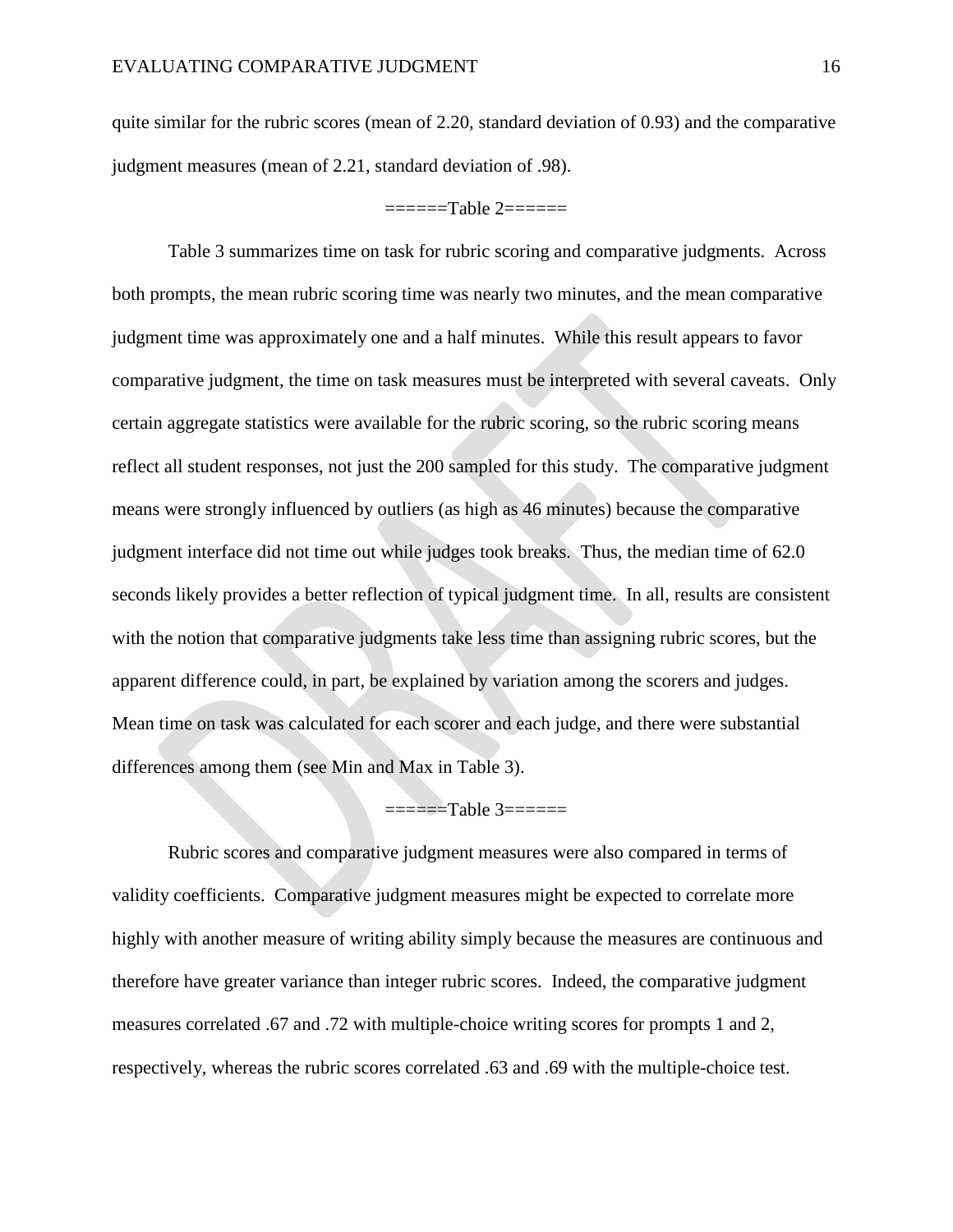quite similar for the rubric scores (mean of 2.20, standard deviation of 0.93) and the comparative judgment measures (mean of 2.21, standard deviation of .98).

======Table 2======

Table 3 summarizes time on task for rubric scoring and comparative judgments. Across both prompts, the mean rubric scoring time was nearly two minutes, and the mean comparative judgment time was approximately one and a half minutes. While this result appears to favor comparative judgment, the time on task measures must be interpreted with several caveats. Only certain aggregate statistics were available for the rubric scoring, so the rubric scoring means reflect all student responses, not just the 200 sampled for this study. The comparative judgment means were strongly influenced by outliers (as high as 46 minutes) because the comparative judgment interface did not time out while judges took breaks. Thus, the median time of 62.0 seconds likely provides a better reflection of typical judgment time. In all, results are consistent with the notion that comparative judgments take less time than assigning rubric scores, but the apparent difference could, in part, be explained by variation among the scorers and judges. Mean time on task was calculated for each scorer and each judge, and there were substantial differences among them (see Min and Max in Table 3).

======Table 3======

Rubric scores and comparative judgment measures were also compared in terms of validity coefficients. Comparative judgment measures might be expected to correlate more highly with another measure of writing ability simply because the measures are continuous and therefore have greater variance than integer rubric scores. Indeed, the comparative judgment measures correlated .67 and .72 with multiple-choice writing scores for prompts 1 and 2, respectively, whereas the rubric scores correlated .63 and .69 with the multiple-choice test.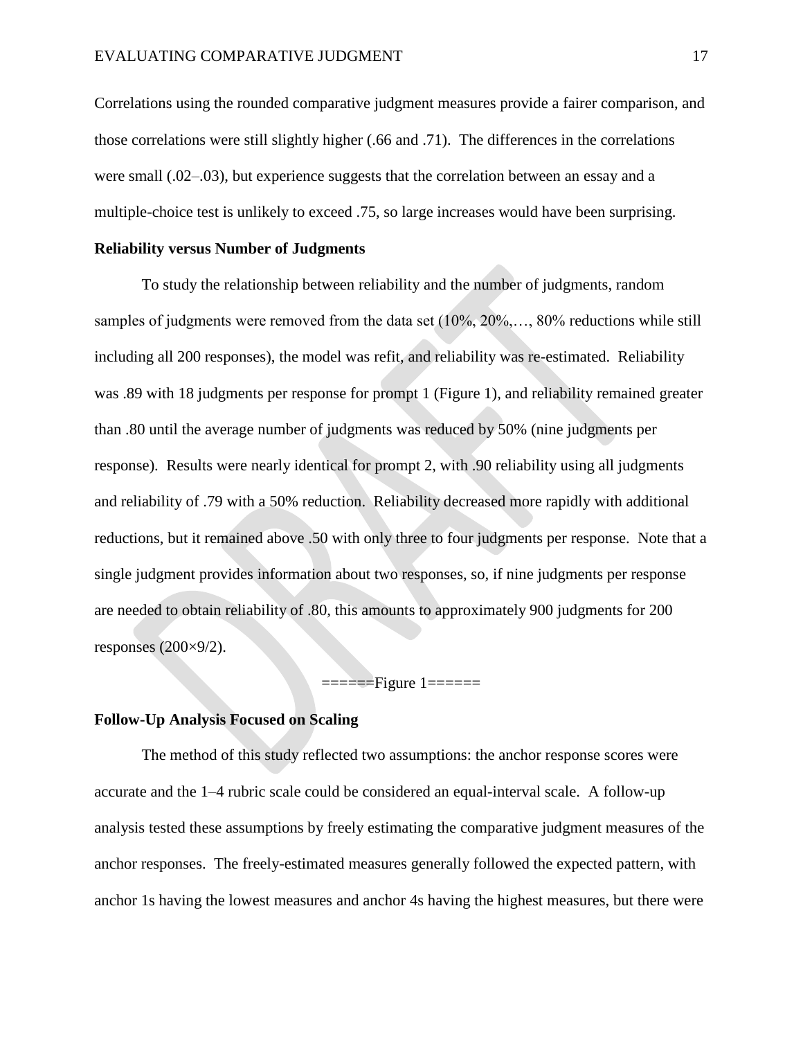Correlations using the rounded comparative judgment measures provide a fairer comparison, and those correlations were still slightly higher (.66 and .71). The differences in the correlations were small (.02–.03), but experience suggests that the correlation between an essay and a multiple-choice test is unlikely to exceed .75, so large increases would have been surprising.

**Reliability versus Number of Judgments**

To study the relationship between reliability and the number of judgments, random samples of judgments were removed from the data set (10%, 20%,…, 80% reductions while still including all 200 responses), the model was refit, and reliability was re-estimated. Reliability was .89 with 18 judgments per response for prompt 1 (Figure 1), and reliability remained greater than .80 until the average number of judgments was reduced by 50% (nine judgments per response). Results were nearly identical for prompt 2, with .90 reliability using all judgments and reliability of .79 with a 50% reduction. Reliability decreased more rapidly with additional reductions, but it remained above .50 with only three to four judgments per response. Note that a single judgment provides information about two responses, so, if nine judgments per response are needed to obtain reliability of .80, this amounts to approximately 900 judgments for 200 responses (200×9/2).

======Figure 1======

**Follow-Up Analysis Focused on Scaling**

The method of this study reflected two assumptions: the anchor response scores were accurate and the 1–4 rubric scale could be considered an equal-interval scale. A follow-up analysis tested these assumptions by freely estimating the comparative judgment measures of the anchor responses. The freely-estimated measures generally followed the expected pattern, with anchor 1s having the lowest measures and anchor 4s having the highest measures, but there were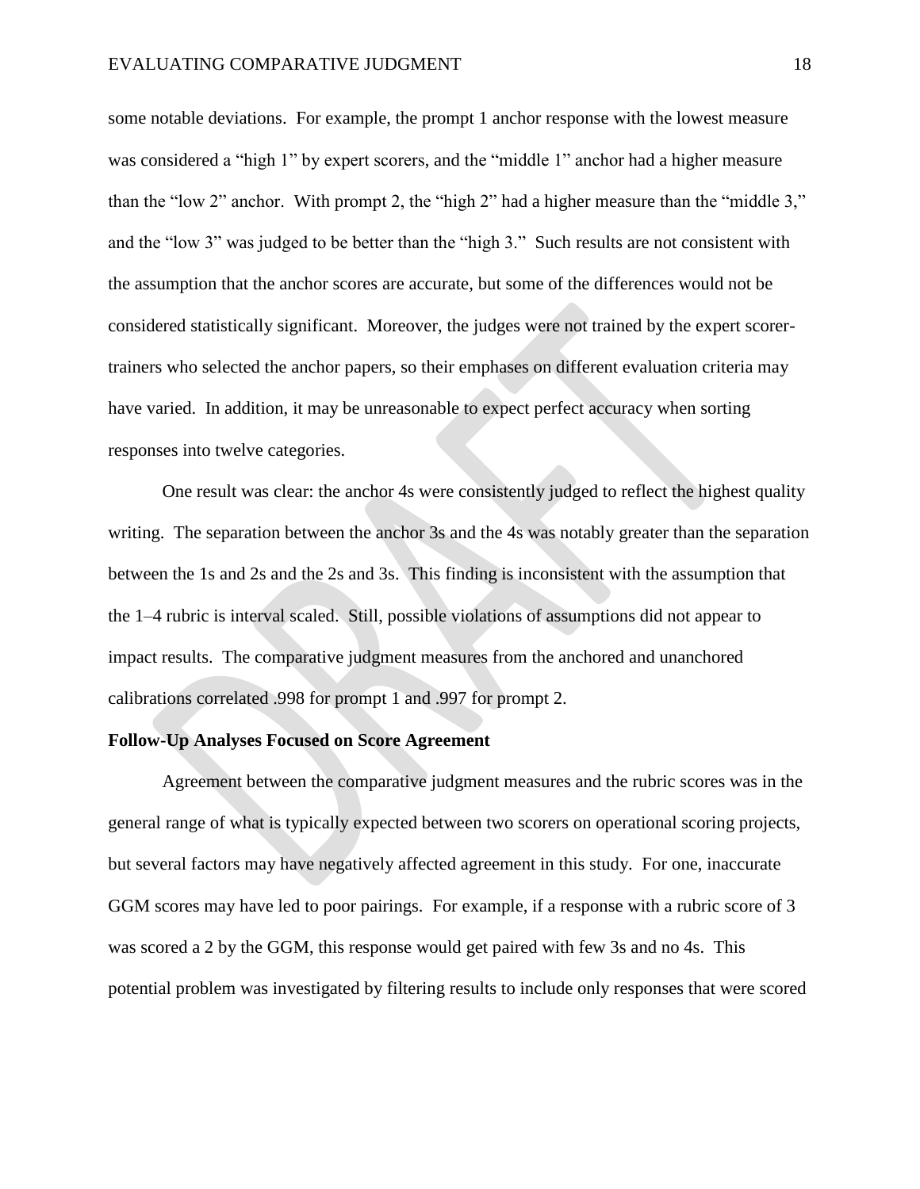some notable deviations. For example, the prompt 1 anchor response with the lowest measure was considered a "high 1" by expert scorers, and the "middle 1" anchor had a higher measure than the "low 2" anchor. With prompt 2, the "high 2" had a higher measure than the "middle 3," and the "low 3" was judged to be better than the "high 3." Such results are not consistent with the assumption that the anchor scores are accurate, but some of the differences would not be considered statistically significant. Moreover, the judges were not trained by the expert scorer-trainers who selected the anchor papers, so their emphases on different evaluation criteria may have varied. In addition, it may be unreasonable to expect perfect accuracy when sorting responses into twelve categories.

One result was clear: the anchor 4s were consistently judged to reflect the highest quality writing. The separation between the anchor 3s and the 4s was notably greater than the separation between the 1s and 2s and the 2s and 3s. This finding is inconsistent with the assumption that the 1–4 rubric is interval scaled. Still, possible violations of assumptions did not appear to impact results. The comparative judgment measures from the anchored and unanchored calibrations correlated .998 for prompt 1 and .997 for prompt 2.

**Follow-Up Analyses Focused on Score Agreement**

Agreement between the comparative judgment measures and the rubric scores was in the general range of what is typically expected between two scorers on operational scoring projects, but several factors may have negatively affected agreement in this study. For one, inaccurate GGM scores may have led to poor pairings. For example, if a response with a rubric score of 3 was scored a 2 by the GGM, this response would get paired with few 3s and no 4s. This potential problem was investigated by filtering results to include only responses that were scored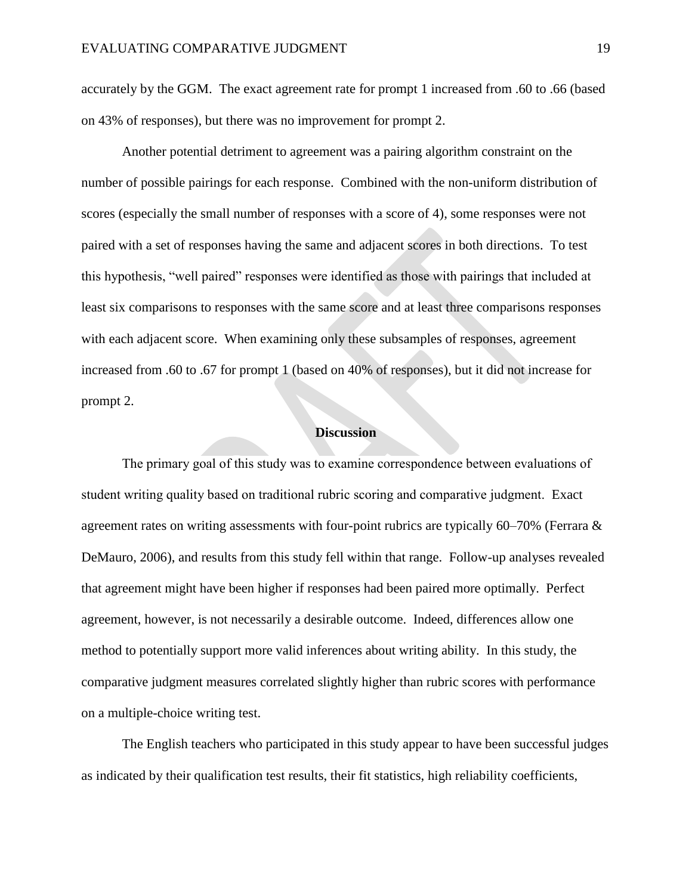accurately by the GGM. The exact agreement rate for prompt 1 increased from .60 to .66 (based on 43% of responses), but there was no improvement for prompt 2.

Another potential detriment to agreement was a pairing algorithm constraint on the number of possible pairings for each response. Combined with the non-uniform distribution of scores (especially the small number of responses with a score of 4), some responses were not paired with a set of responses having the same and adjacent scores in both directions. To test this hypothesis, "well paired" responses were identified as those with pairings that included at least six comparisons to responses with the same score and at least three comparisons responses with each adjacent score. When examining only these subsamples of responses, agreement increased from .60 to .67 for prompt 1 (based on 40% of responses), but it did not increase for prompt 2.

## Discussion

The primary goal of this study was to examine correspondence between evaluations of student writing quality based on traditional rubric scoring and comparative judgment. Exact agreement rates on writing assessments with four-point rubrics are typically 60–70% (Ferrara & DeMauro, 2006), and results from this study fell within that range. Follow-up analyses revealed that agreement might have been higher if responses had been paired more optimally. Perfect agreement, however, is not necessarily a desirable outcome. Indeed, differences allow one method to potentially support more valid inferences about writing ability. In this study, the comparative judgment measures correlated slightly higher than rubric scores with performance on a multiple-choice writing test.

The English teachers who participated in this study appear to have been successful judges as indicated by their qualification test results, their fit statistics, high reliability coefficients,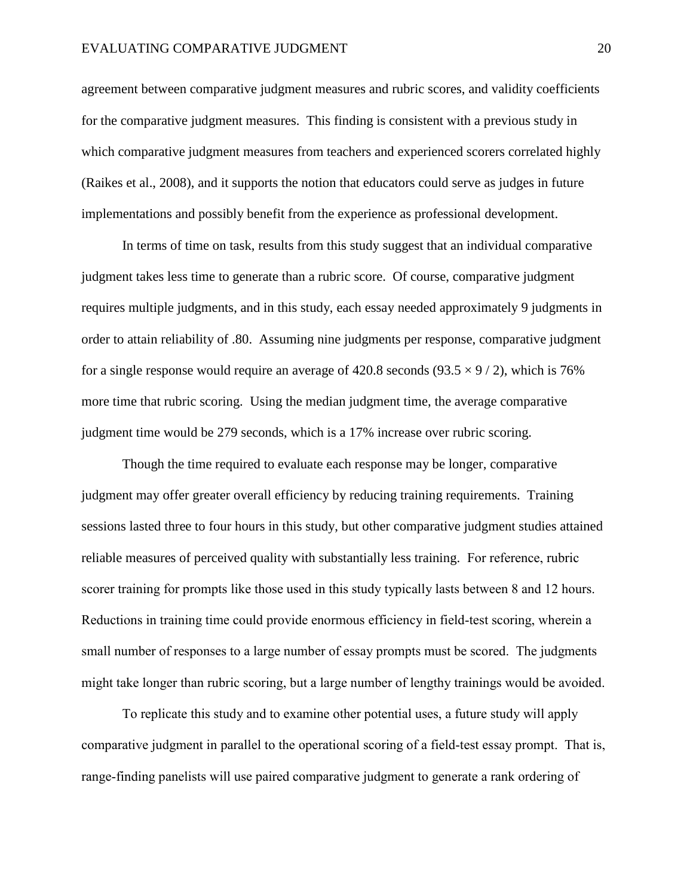agreement between comparative judgment measures and rubric scores, and validity coefficients for the comparative judgment measures. This finding is consistent with a previous study in which comparative judgment measures from teachers and experienced scorers correlated highly (Raikes et al., 2008), and it supports the notion that educators could serve as judges in future implementations and possibly benefit from the experience as professional development.

In terms of time on task, results from this study suggest that an individual comparative judgment takes less time to generate than a rubric score. Of course, comparative judgment requires multiple judgments, and in this study, each essay needed approximately 9 judgments in order to attain reliability of .80. Assuming nine judgments per response, comparative judgment for a single response would require an average of 420.8 seconds ($93.5 \times 9 / 2$), which is 76% more time that rubric scoring. Using the median judgment time, the average comparative judgment time would be 279 seconds, which is a 17% increase over rubric scoring.

Though the time required to evaluate each response may be longer, comparative judgment may offer greater overall efficiency by reducing training requirements. Training sessions lasted three to four hours in this study, but other comparative judgment studies attained reliable measures of perceived quality with substantially less training. For reference, rubric scorer training for prompts like those used in this study typically lasts between 8 and 12 hours. Reductions in training time could provide enormous efficiency in field-test scoring, wherein a small number of responses to a large number of essay prompts must be scored. The judgments might take longer than rubric scoring, but a large number of lengthy trainings would be avoided.

To replicate this study and to examine other potential uses, a future study will apply comparative judgment in parallel to the operational scoring of a field-test essay prompt. That is, range-finding panelists will use paired comparative judgment to generate a rank ordering of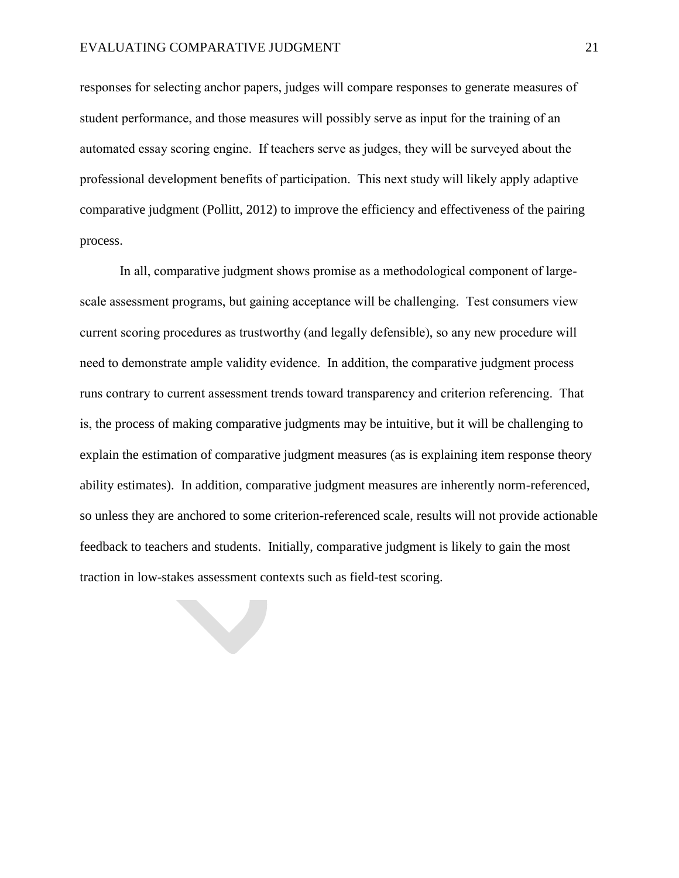responses for selecting anchor papers, judges will compare responses to generate measures of student performance, and those measures will possibly serve as input for the training of an automated essay scoring engine. If teachers serve as judges, they will be surveyed about the professional development benefits of participation. This next study will likely apply adaptive comparative judgment (Pollitt, 2012) to improve the efficiency and effectiveness of the pairing process.

In all, comparative judgment shows promise as a methodological component of large-scale assessment programs, but gaining acceptance will be challenging. Test consumers view current scoring procedures as trustworthy (and legally defensible), so any new procedure will need to demonstrate ample validity evidence. In addition, the comparative judgment process runs contrary to current assessment trends toward transparency and criterion referencing. That is, the process of making comparative judgments may be intuitive, but it will be challenging to explain the estimation of comparative judgment measures (as is explaining item response theory ability estimates). In addition, comparative judgment measures are inherently norm-referenced, so unless they are anchored to some criterion-referenced scale, results will not provide actionable feedback to teachers and students. Initially, comparative judgment is likely to gain the most traction in low-stakes assessment contexts such as field-test scoring.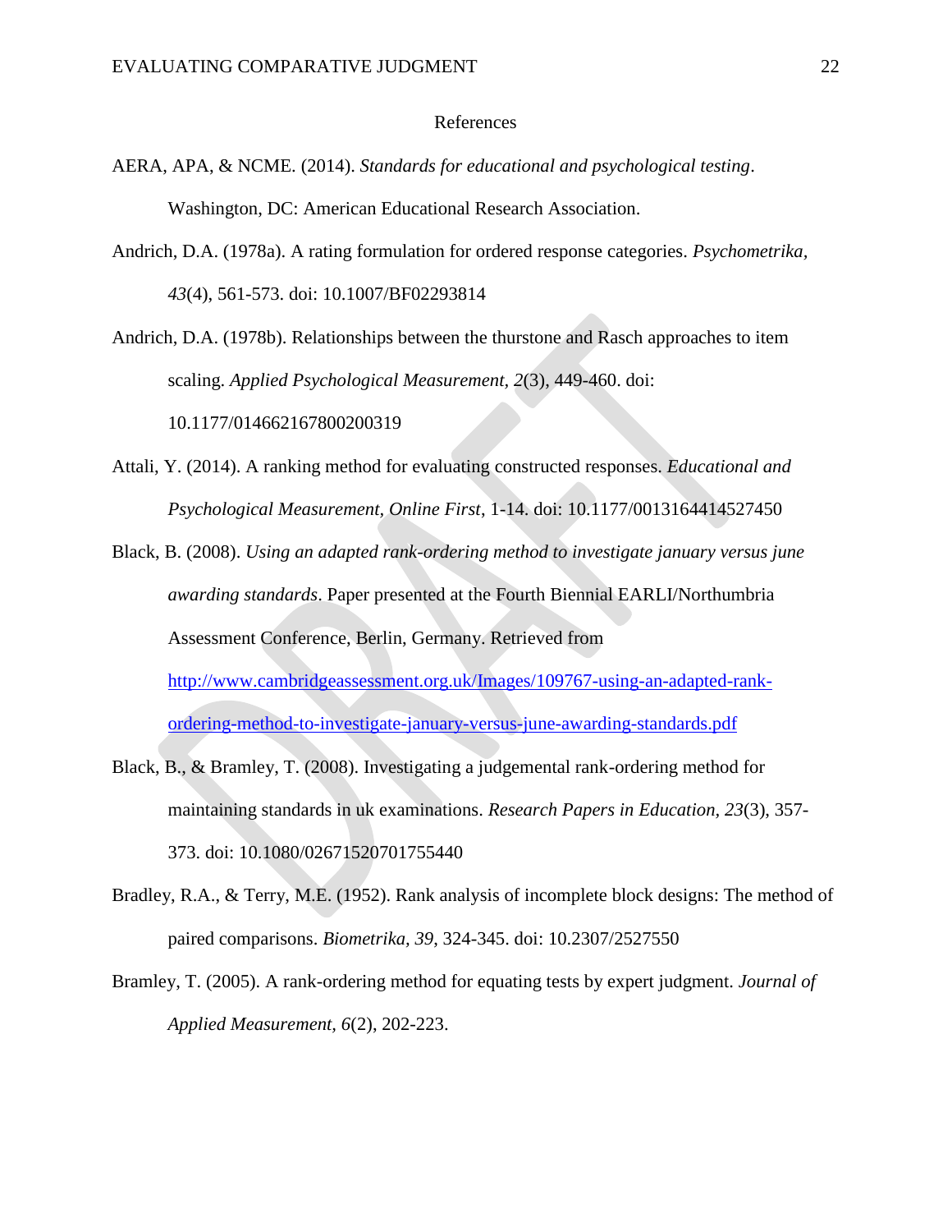# References

AERA, APA, & NCME. (2014). *Standards for educational and psychological testing*. Washington, DC: American Educational Research Association.

Andrich, D.A. (1978a). A rating formulation for ordered response categories. *Psychometrika, 43*(4), 561-573. doi: 10.1007/BF02293814

Andrich, D.A. (1978b). Relationships between the thurstone and Rasch approaches to item scaling. *Applied Psychological Measurement, 2*(3), 449-460. doi: 10.1177/014662167800200319

Attali, Y. (2014). A ranking method for evaluating constructed responses. *Educational and Psychological Measurement, Online First*, 1-14. doi: 10.1177/0013164414527450

Black, B. (2008). *Using an adapted rank-ordering method to investigate january versus june awarding standards*. Paper presented at the Fourth Biennial EARLI/Northumbria Assessment Conference, Berlin, Germany. Retrieved from http://www.cambridgeassessment.org.uk/Images/109767-using-an-adapted-rank-ordering-method-to-investigate-january-versus-june-awarding-standards.pdf

Black, B., & Bramley, T. (2008). Investigating a judgemental rank-ordering method for maintaining standards in uk examinations. *Research Papers in Education, 23*(3), 357-373. doi: 10.1080/02671520701755440

Bradley, R.A., & Terry, M.E. (1952). Rank analysis of incomplete block designs: The method of paired comparisons. *Biometrika, 39*, 324-345. doi: 10.2307/2527550

Bramley, T. (2005). A rank-ordering method for equating tests by expert judgment. *Journal of Applied Measurement, 6*(2), 202-223.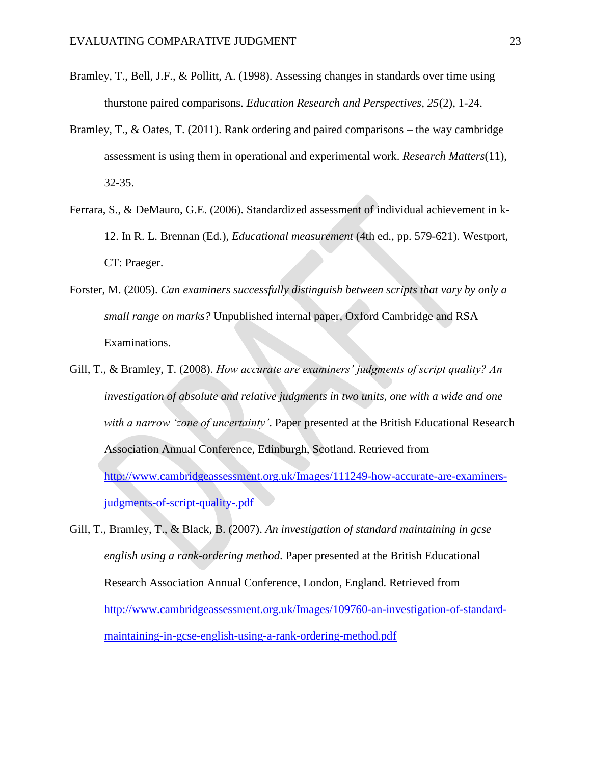Bramley, T., Bell, J.F., & Pollitt, A. (1998). Assessing changes in standards over time using thurstone paired comparisons. *Education Research and Perspectives*, *25*(2), 1-24.

Bramley, T., & Oates, T. (2011). Rank ordering and paired comparisons – the way cambridge assessment is using them in operational and experimental work. *Research Matters*(11), 32-35.

Ferrara, S., & DeMauro, G.E. (2006). Standardized assessment of individual achievement in k-12. In R. L. Brennan (Ed.), *Educational measurement* (4th ed., pp. 579-621). Westport, CT: Praeger.

Forster, M. (2005). *Can examiners successfully distinguish between scripts that vary by only a small range on marks?* Unpublished internal paper, Oxford Cambridge and RSA Examinations.

Gill, T., & Bramley, T. (2008). *How accurate are examiners' judgments of script quality? An investigation of absolute and relative judgments in two units, one with a wide and one with a narrow 'zone of uncertainty'*. Paper presented at the British Educational Research Association Annual Conference, Edinburgh, Scotland. Retrieved from http://www.cambridgeassessment.org.uk/Images/111249-how-accurate-are-examiners-judgments-of-script-quality-.pdf

Gill, T., Bramley, T., & Black, B. (2007). *An investigation of standard maintaining in gcse english using a rank-ordering method*. Paper presented at the British Educational Research Association Annual Conference, London, England. Retrieved from http://www.cambridgeassessment.org.uk/Images/109760-an-investigation-of-standard-maintaining-in-gcse-english-using-a-rank-ordering-method.pdf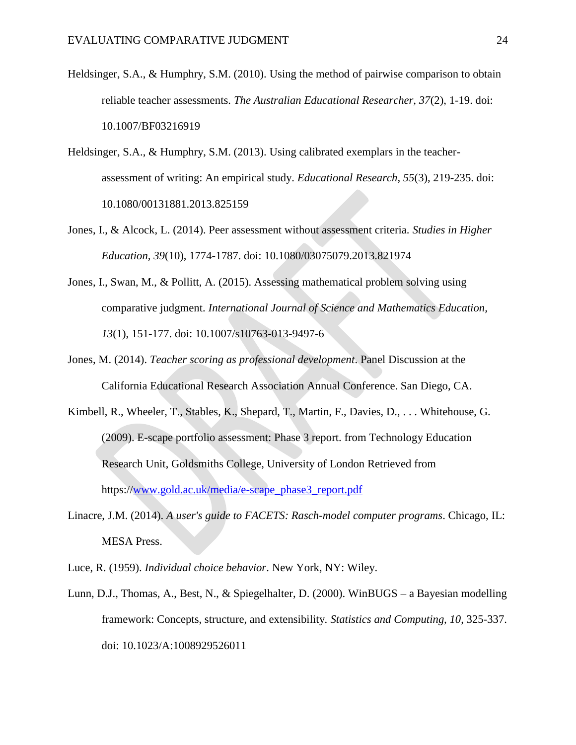Heldsinger, S.A., & Humphry, S.M. (2010). Using the method of pairwise comparison to obtain reliable teacher assessments. *The Australian Educational Researcher, 37*(2), 1-19. doi: 10.1007/BF03216919

Heldsinger, S.A., & Humphry, S.M. (2013). Using calibrated exemplars in the teacher-assessment of writing: An empirical study. *Educational Research, 55*(3), 219-235. doi: 10.1080/00131881.2013.825159

Jones, I., & Alcock, L. (2014). Peer assessment without assessment criteria. *Studies in Higher Education, 39*(10), 1774-1787. doi: 10.1080/03075079.2013.821974

Jones, I., Swan, M., & Pollitt, A. (2015). Assessing mathematical problem solving using comparative judgment. *International Journal of Science and Mathematics Education, 13*(1), 151-177. doi: 10.1007/s10763-013-9497-6

Jones, M. (2014). *Teacher scoring as professional development.* Panel Discussion at the California Educational Research Association Annual Conference. San Diego, CA.

Kimbell, R., Wheeler, T., Stables, K., Shepard, T., Martin, F., Davies, D., . . . Whitehouse, G. (2009). E-scape portfolio assessment: Phase 3 report. from Technology Education Research Unit, Goldsmiths College, University of London Retrieved from https://www.gold.ac.uk/media/e-scape_phase3_report.pdf

Linacre, J.M. (2014). *A user's guide to FACETS: Rasch-model computer programs*. Chicago, IL: MESA Press.

Luce, R. (1959). *Individual choice behavior*. New York, NY: Wiley.

Lunn, D.J., Thomas, A., Best, N., & Spiegelhalter, D. (2000). WinBUGS – a Bayesian modelling framework: Concepts, structure, and extensibility. *Statistics and Computing, 10*, 325-337. doi: 10.1023/A:1008929526011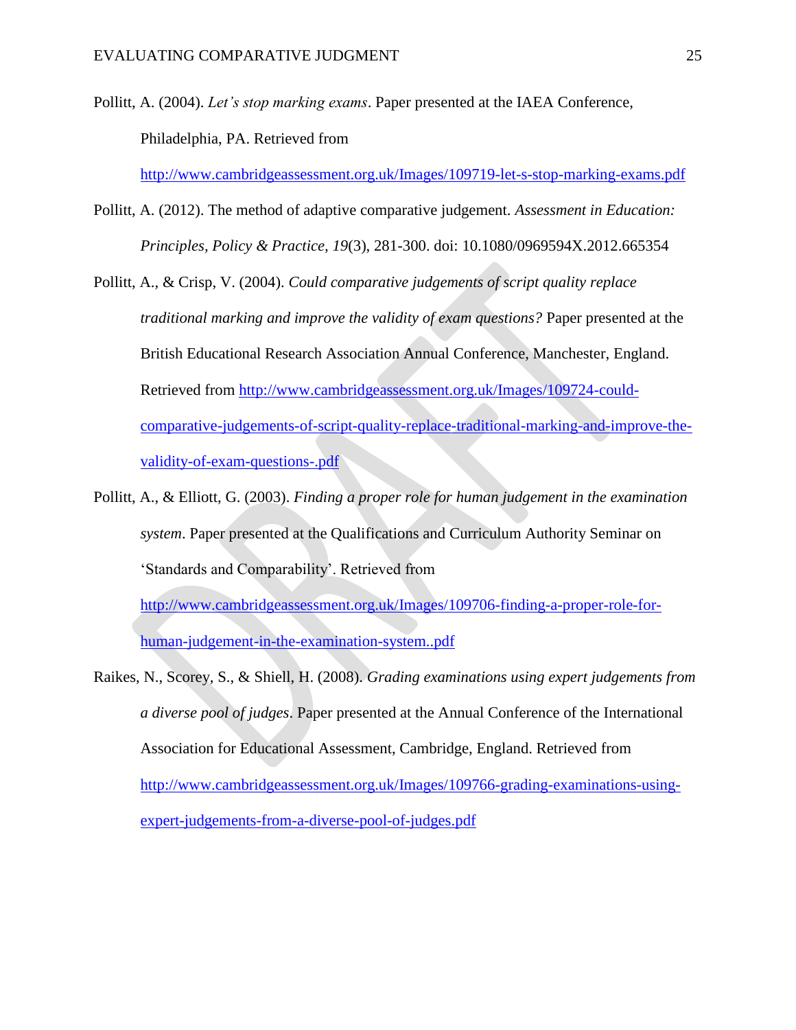Pollitt, A. (2004). *Let's stop marking exams*. Paper presented at the IAEA Conference, Philadelphia, PA. Retrieved from http://www.cambridgeassessment.org.uk/Images/109719-let-s-stop-marking-exams.pdf

Pollitt, A. (2012). The method of adaptive comparative judgement. *Assessment in Education: Principles, Policy & Practice, 19*(3), 281-300. doi: 10.1080/0969594X.2012.665354

Pollitt, A., & Crisp, V. (2004). *Could comparative judgements of script quality replace traditional marking and improve the validity of exam questions?* Paper presented at the British Educational Research Association Annual Conference, Manchester, England. Retrieved from http://www.cambridgeassessment.org.uk/Images/109724-could-comparative-judgements-of-script-quality-replace-traditional-marking-and-improve-the-validity-of-exam-questions-.pdf

Pollitt, A., & Elliott, G. (2003). *Finding a proper role for human judgement in the examination system*. Paper presented at the Qualifications and Curriculum Authority Seminar on 'Standards and Comparability'. Retrieved from http://www.cambridgeassessment.org.uk/Images/109706-finding-a-proper-role-for-human-judgement-in-the-examination-system..pdf

Raikes, N., Scorey, S., & Shiell, H. (2008). *Grading examinations using expert judgements from a diverse pool of judges*. Paper presented at the Annual Conference of the International Association for Educational Assessment, Cambridge, England. Retrieved from http://www.cambridgeassessment.org.uk/Images/109766-grading-examinations-using-expert-judgements-from-a-diverse-pool-of-judges.pdf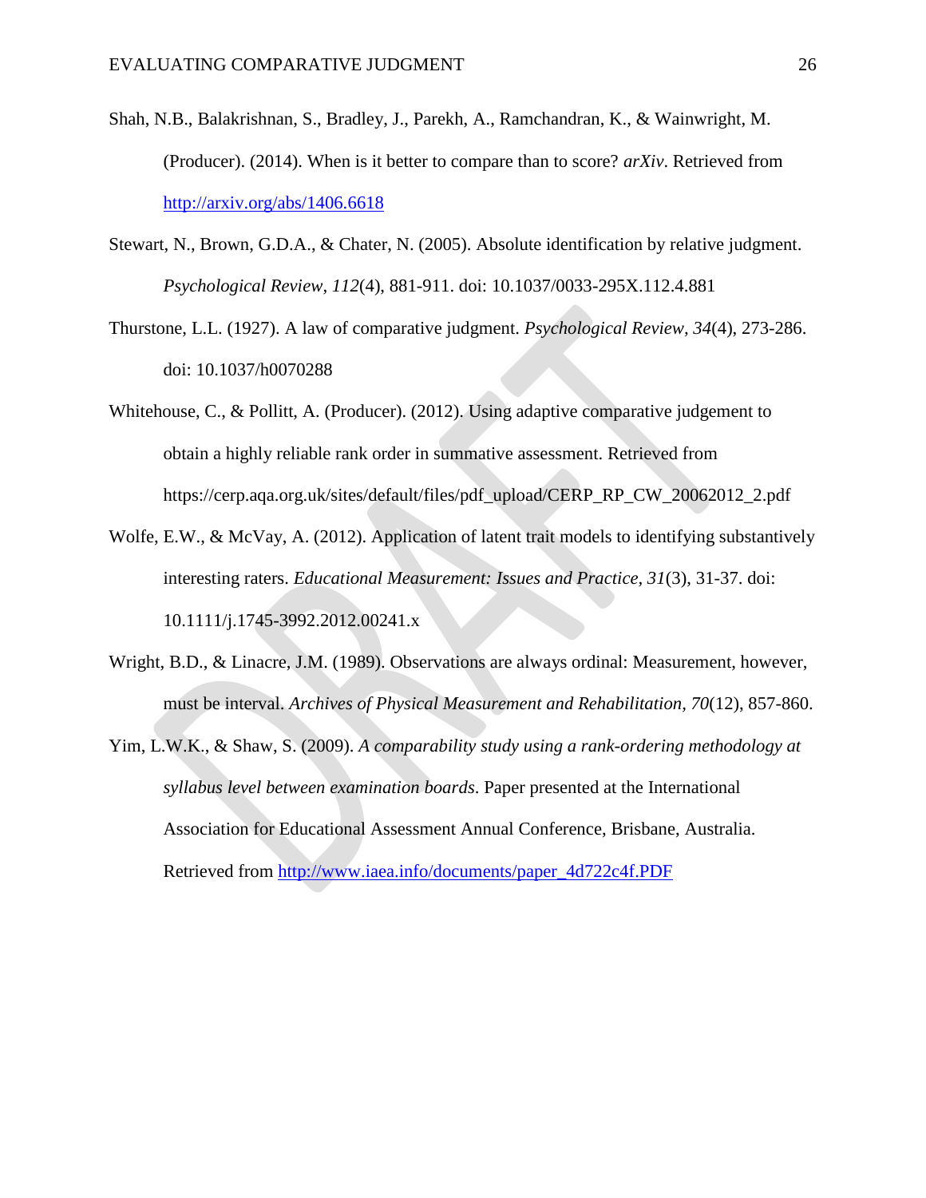Shah, N.B., Balakrishnan, S., Bradley, J., Parekh, A., Ramchandran, K., & Wainwright, M. (Producer). (2014). When is it better to compare than to score? *arXiv*. Retrieved from http://arxiv.org/abs/1406.6618

Stewart, N., Brown, G.D.A., & Chater, N. (2005). Absolute identification by relative judgment. *Psychological Review, 112*(4), 881-911. doi: 10.1037/0033-295X.112.4.881

Thurstone, L.L. (1927). A law of comparative judgment. *Psychological Review, 34*(4), 273-286. doi: 10.1037/h0070288

Whitehouse, C., & Pollitt, A. (Producer). (2012). Using adaptive comparative judgement to obtain a highly reliable rank order in summative assessment. Retrieved from https://cerp.aqa.org.uk/sites/default/files/pdf_upload/CERP_RP_CW_20062012_2.pdf

Wolfe, E.W., & McVay, A. (2012). Application of latent trait models to identifying substantively interesting raters. *Educational Measurement: Issues and Practice, 31*(3), 31-37. doi: 10.1111/j.1745-3992.2012.00241.x

Wright, B.D., & Linacre, J.M. (1989). Observations are always ordinal: Measurement, however, must be interval. *Archives of Physical Measurement and Rehabilitation, 70*(12), 857-860.

Yim, L.W.K., & Shaw, S. (2009). *A comparability study using a rank-ordering methodology at syllabus level between examination boards*. Paper presented at the International Association for Educational Assessment Annual Conference, Brisbane, Australia. Retrieved from http://www.iaea.info/documents/paper_4d722c4f.PDF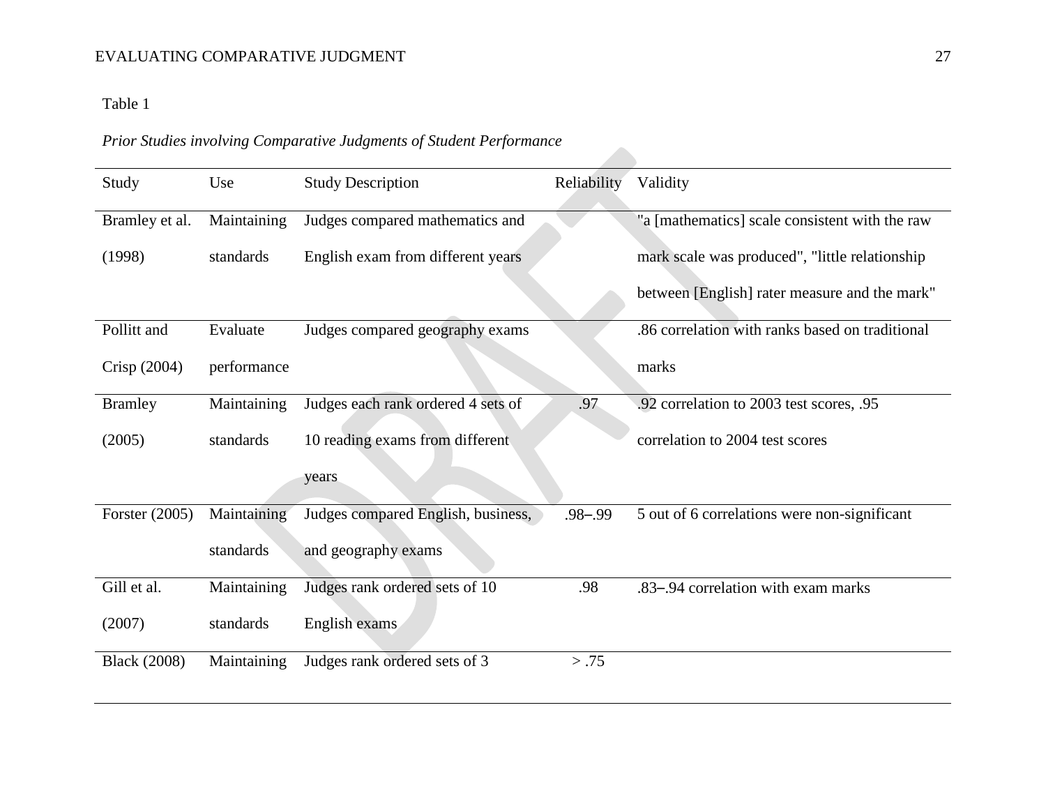Table 1

*Prior Studies involving Comparative Judgments of Student Performance*

| Study | Use | Study Description | Reliability | Validity |
|---|---|---|---|---|
| Bramley et al. (1998) | Maintaining standards | Judges compared mathematics and English exam from different years | | "a [mathematics] scale consistent with the raw mark scale was produced", "little relationship between [English] rater measure and the mark" |
| Pollitt and Crisp (2004) | Evaluate performance | Judges compared geography exams | | .86 correlation with ranks based on traditional marks |
| Bramley (2005) | Maintaining standards | Judges each rank ordered 4 sets of 10 reading exams from different years | .97 | .92 correlation to 2003 test scores, .95 correlation to 2004 test scores |
| Forster (2005) | Maintaining standards | Judges compared English, business, and geography exams | .98–.99 | 5 out of 6 correlations were non-significant |
| Gill et al. (2007) | Maintaining standards | Judges rank ordered sets of 10 English exams | .98 | .83–.94 correlation with exam marks |
| Black (2008) | Maintaining | Judges rank ordered sets of 3 | > .75 | |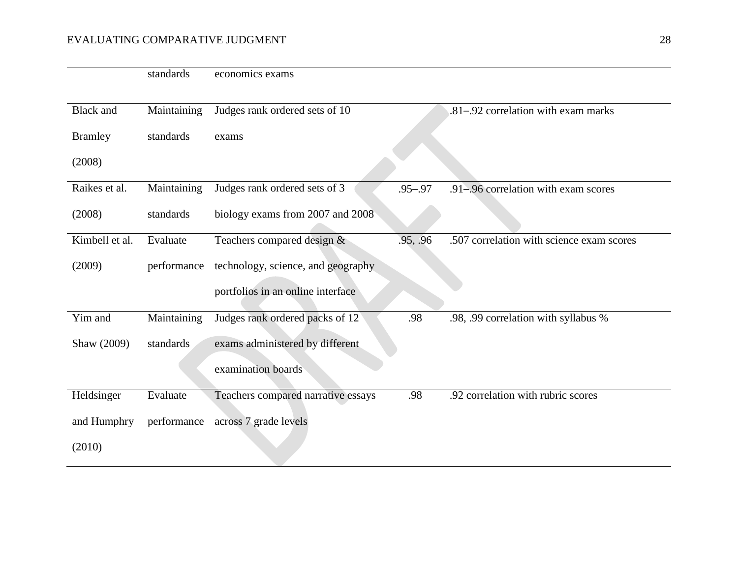|  |  |  |  |  |
| --- | --- | --- | --- | --- |
|  | standards | economics exams |  |  |
| Black and Bramley (2008) | Maintaining standards | Judges rank ordered sets of 10 exams |  | .81–.92 correlation with exam marks |
| Raikes et al. (2008) | Maintaining standards | Judges rank ordered sets of 3 biology exams from 2007 and 2008 | .95–.97 | .91–.96 correlation with exam scores |
| Kimbell et al. (2009) | Evaluate performance | Teachers compared design & technology, science, and geography portfolios in an online interface | .95, .96 | .507 correlation with science exam scores |
| Yim and Shaw (2009) | Maintaining standards | Judges rank ordered packs of 12 exams administered by different examination boards | .98 | .98, .99 correlation with syllabus % |
| Heldsinger and Humphry (2010) | Evaluate performance | Teachers compared narrative essays across 7 grade levels | .98 | .92 correlation with rubric scores |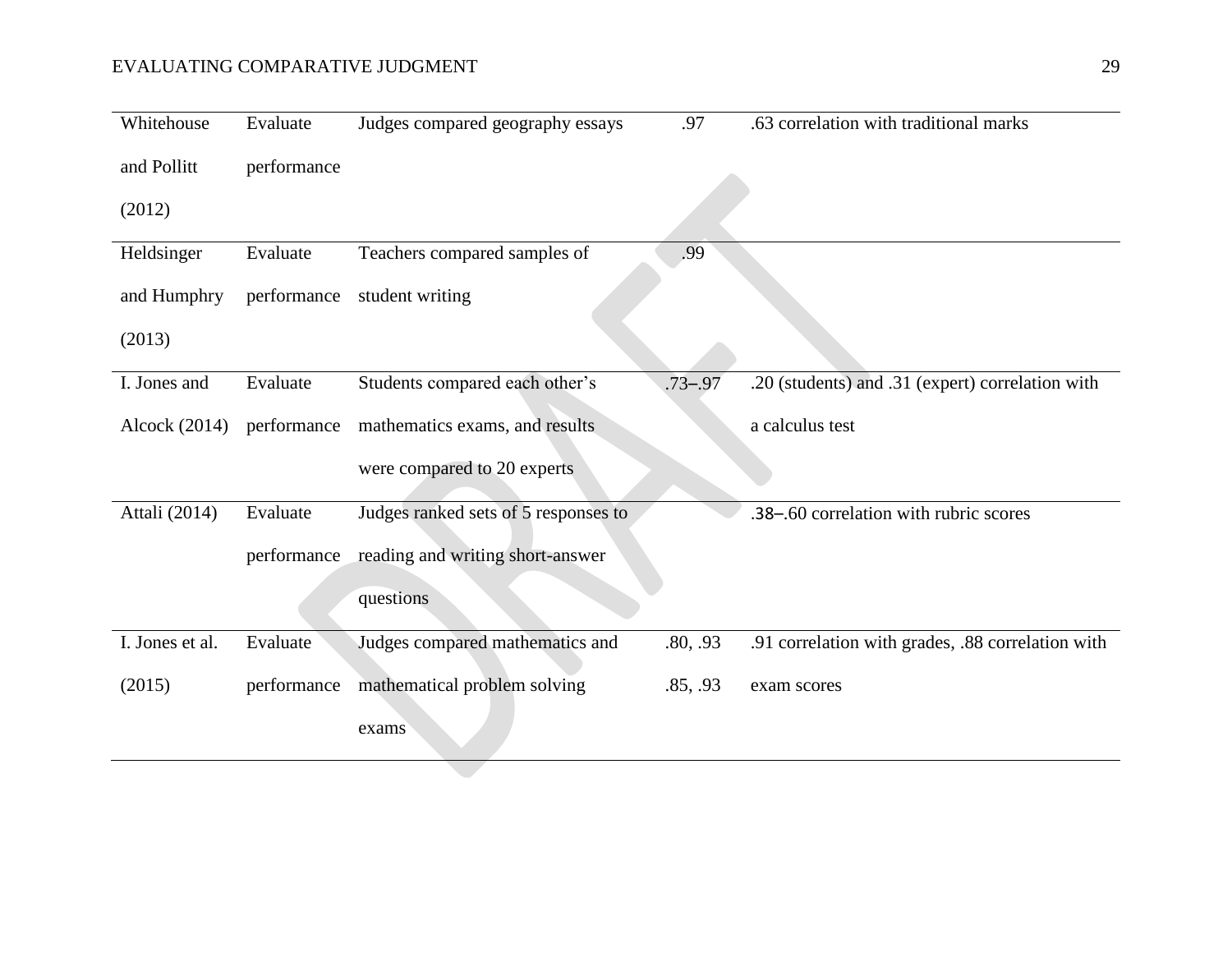| | | | | |
|---|---|---|---|---|
| Whitehouse and Pollitt (2012) | Evaluate performance | Judges compared geography essays | .97 | .63 correlation with traditional marks |
| Heldsinger and Humphry (2013) | Evaluate performance | Teachers compared samples of student writing | .99 | |
| I. Jones and Alcock (2014) | Evaluate performance | Students compared each other's mathematics exams, and results were compared to 20 experts | .73–.97 | .20 (students) and .31 (expert) correlation with a calculus test |
| Attali (2014) | Evaluate performance | Judges ranked sets of 5 responses to reading and writing short-answer questions | | .38–.60 correlation with rubric scores |
| I. Jones et al. (2015) | Evaluate performance | Judges compared mathematics and mathematical problem solving exams | .80, .93 .85, .93 | .91 correlation with grades, .88 correlation with exam scores |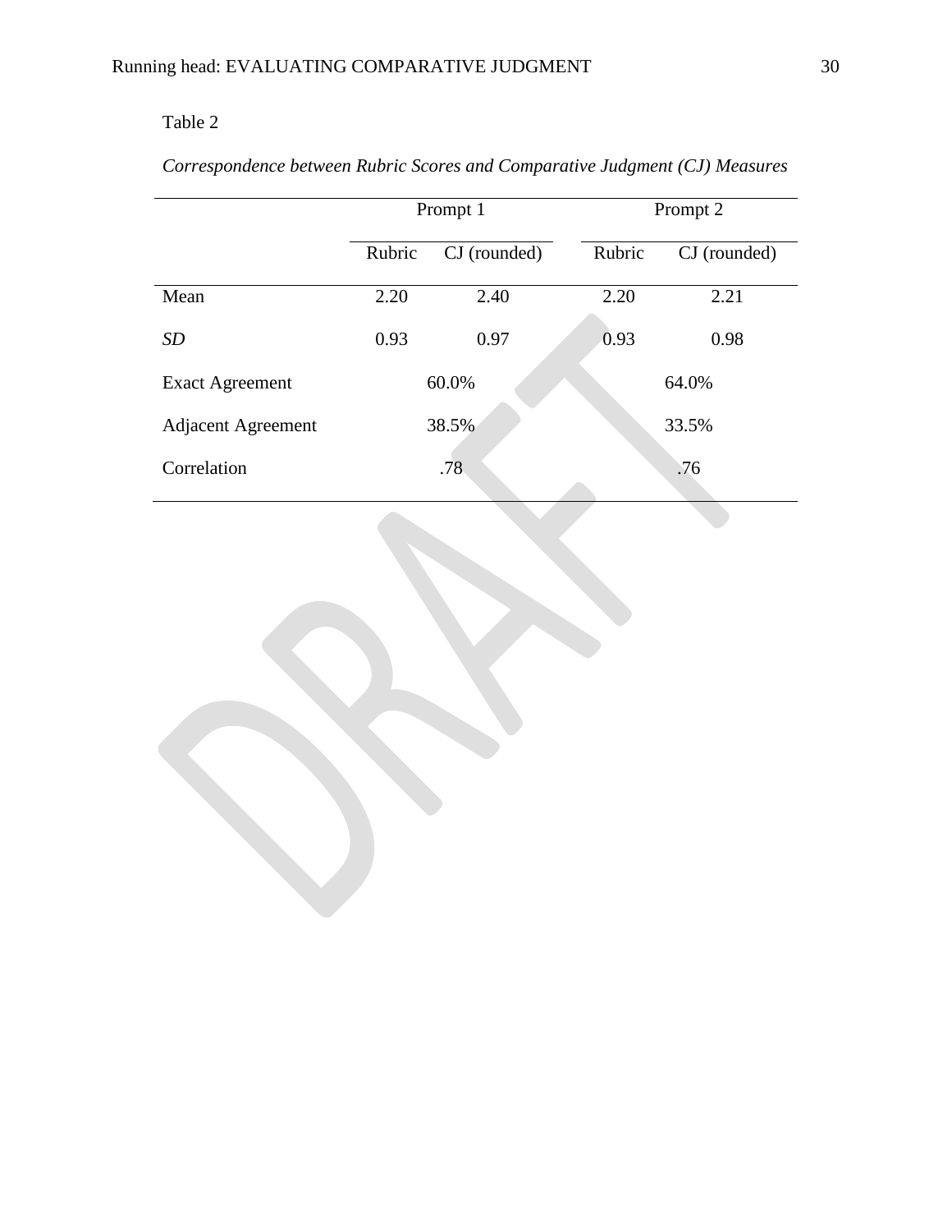Table 2

*Correspondence between Rubric Scores and Comparative Judgment (CJ) Measures*

| | Prompt 1 | | Prompt 2 | |
|---|---|---|---|---|
| | Rubric | CJ (rounded) | Rubric | CJ (rounded) |
| Mean | 2.20 | 2.40 | 2.20 | 2.21 |
| *SD* | 0.93 | 0.97 | 0.93 | 0.98 |
| Exact Agreement | 60.0% | | 64.0% | |
| Adjacent Agreement | 38.5% | | 33.5% | |
| Correlation | .78 | | .76 | |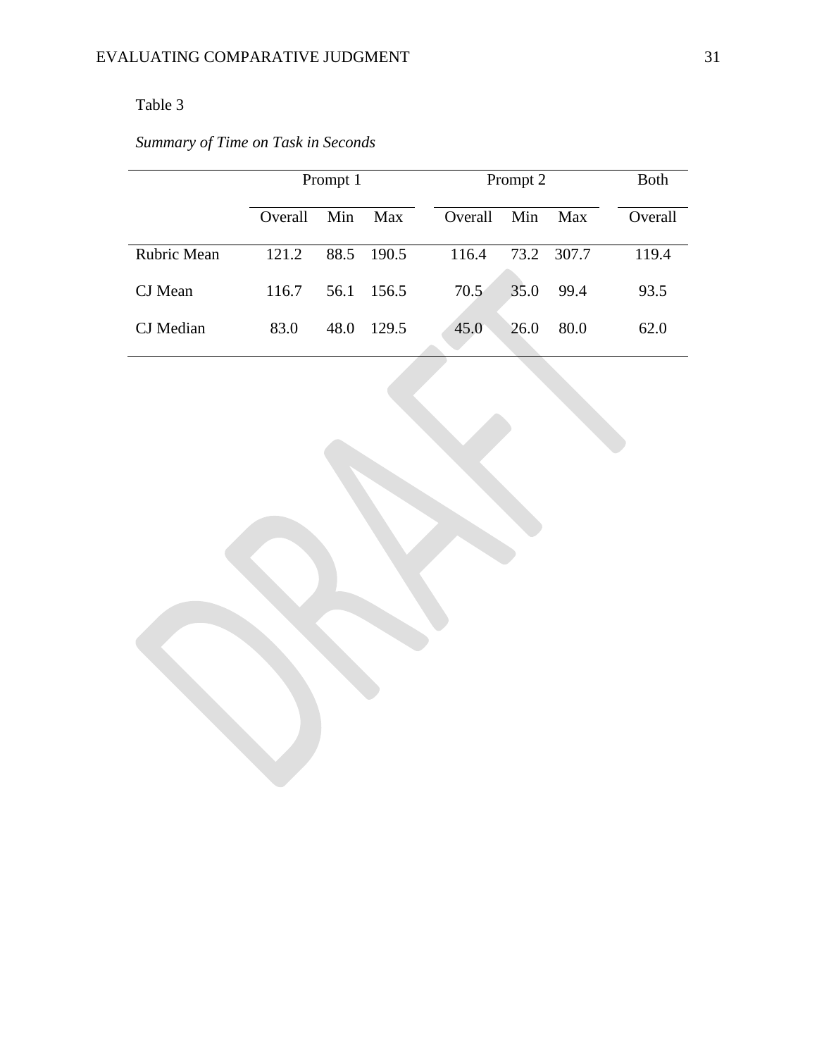Table 3

*Summary of Time on Task in Seconds*

| | Prompt 1 | | | Prompt 2 | | | Both |
|---|---|---|---|---|---|---|---|
| | Overall | Min | Max | Overall | Min | Max | Overall |
| Rubric Mean | 121.2 | 88.5 | 190.5 | 116.4 | 73.2 | 307.7 | 119.4 |
| CJ Mean | 116.7 | 56.1 | 156.5 | 70.5 | 35.0 | 99.4 | 93.5 |
| CJ Median | 83.0 | 48.0 | 129.5 | 45.0 | 26.0 | 80.0 | 62.0 |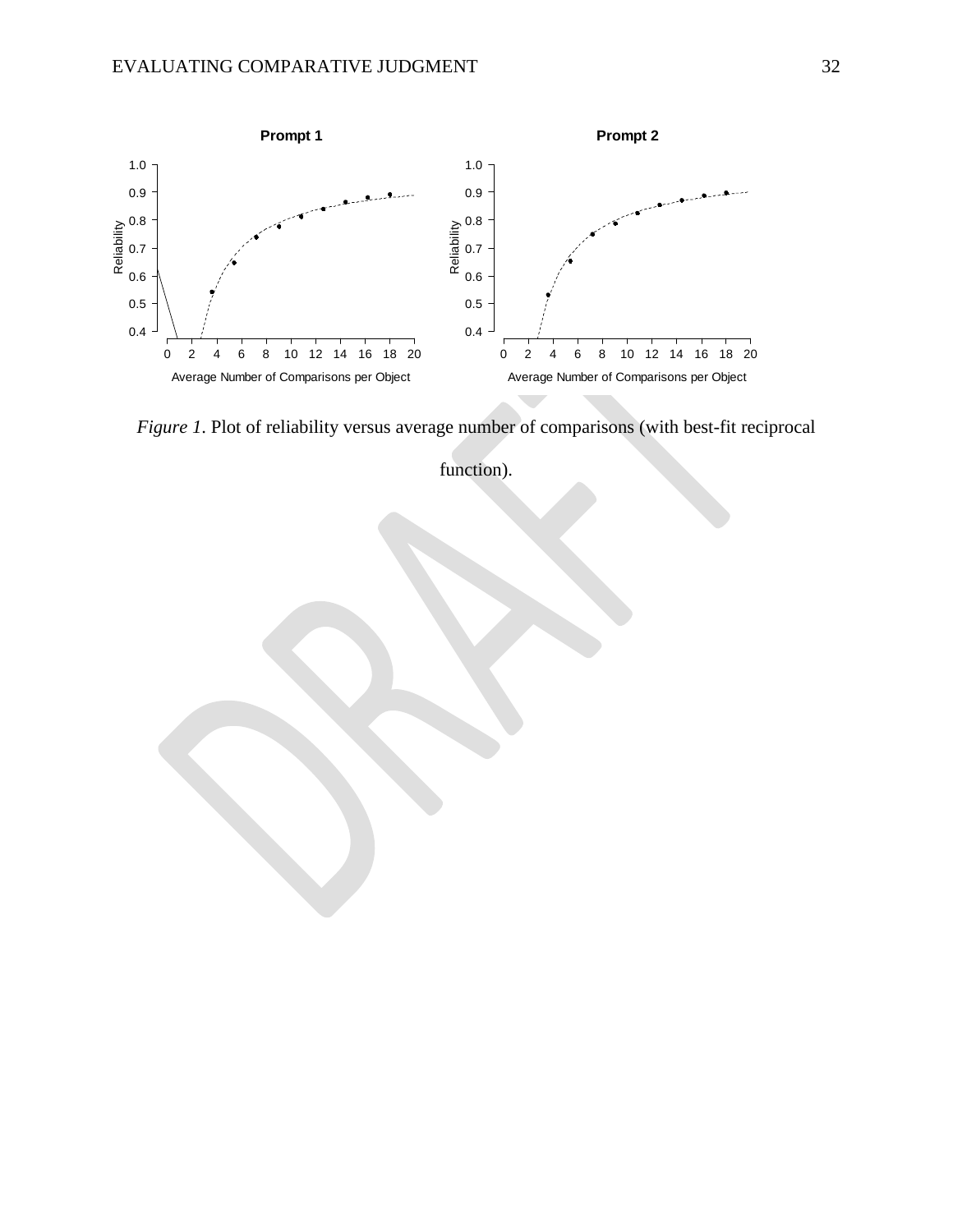Prompt 1

1.0
0.9
0.8
0.7
0.6
0.5
0.4

Reliability

0 2 4 6 8 10 12 14 16 18 20

Average Number of Comparisons per Object

Prompt 2

1.0
0.9
0.8
0.7
0.6
0.5
0.4

Reliability

0 2 4 6 8 10 12 14 16 18 20

Average Number of Comparisons per Object

*Figure 1*. Plot of reliability versus average number of comparisons (with best-fit reciprocal function).